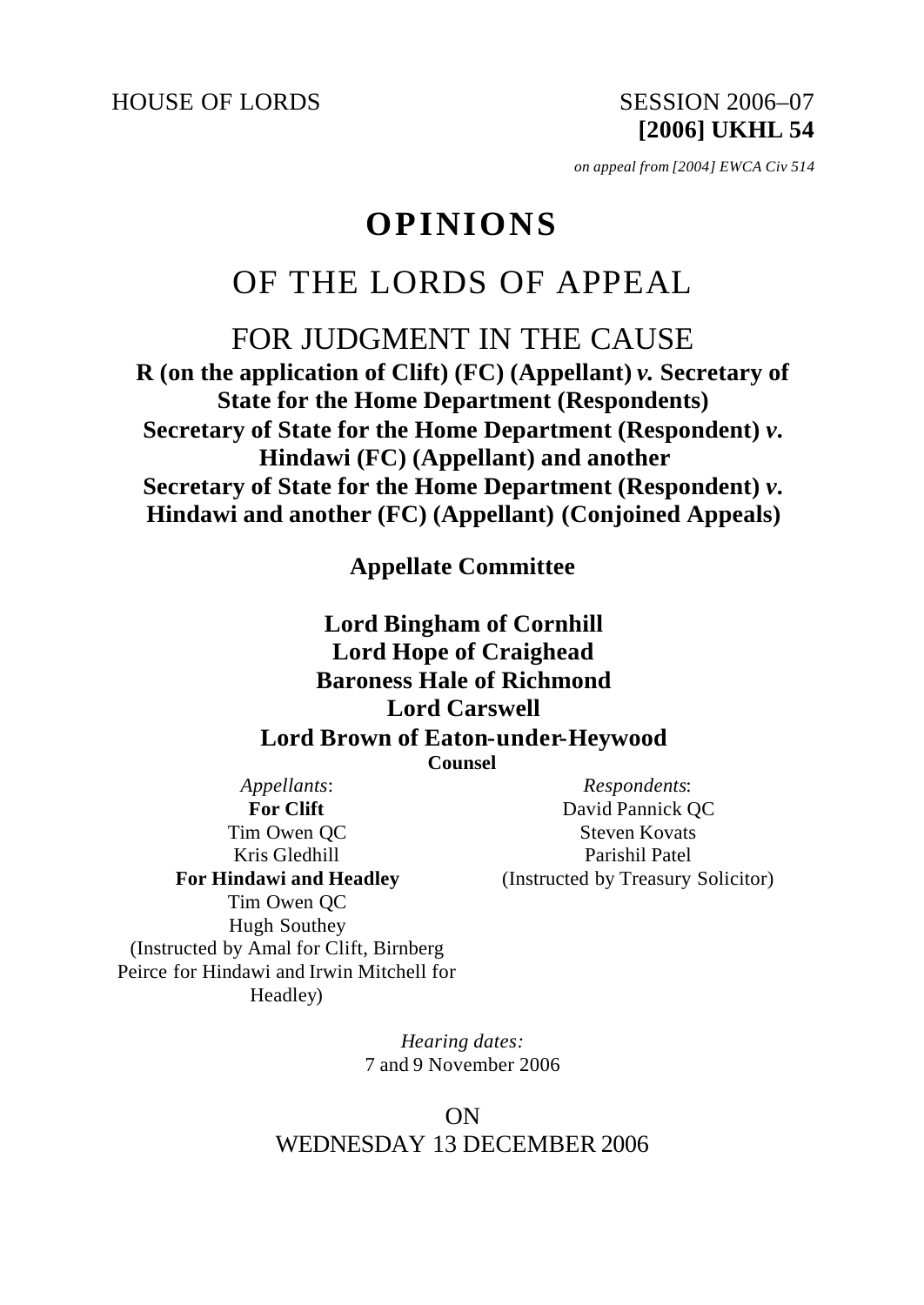HOUSE OF LORDS

SESSION 2006–07
**[2006] UKHL 54**

*on appeal from [2004] EWCA Civ 514*

# OPINIONS

## OF THE LORDS OF APPEAL

## FOR JUDGMENT IN THE CAUSE

**R (on the application of Clift) (FC) (Appellant) *v.* Secretary of State for the Home Department (Respondents)**
**Secretary of State for the Home Department (Respondent) *v.* Hindawi (FC) (Appellant) and another**
**Secretary of State for the Home Department (Respondent) *v.* Hindawi and another (FC) (Appellant) (Conjoined Appeals)**

**Appellate Committee**

**Lord Bingham of Cornhill**
**Lord Hope of Craighead**
**Baroness Hale of Richmond**
**Lord Carswell**
**Lord Brown of Eaton-under-Heywood**

**Counsel**

*Appellants*:
**For Clift**
Tim Owen QC
Kris Gledhill
**For Hindawi and Headley**
Tim Owen QC
Hugh Southey
(Instructed by Amal for Clift, Birnberg Peirce for Hindawi and Irwin Mitchell for Headley)

*Respondents*:
David Pannick QC
Steven Kovats
Parishil Patel
(Instructed by Treasury Solicitor)

*Hearing dates:*
7 and 9 November 2006

ON
WEDNESDAY 13 DECEMBER 2006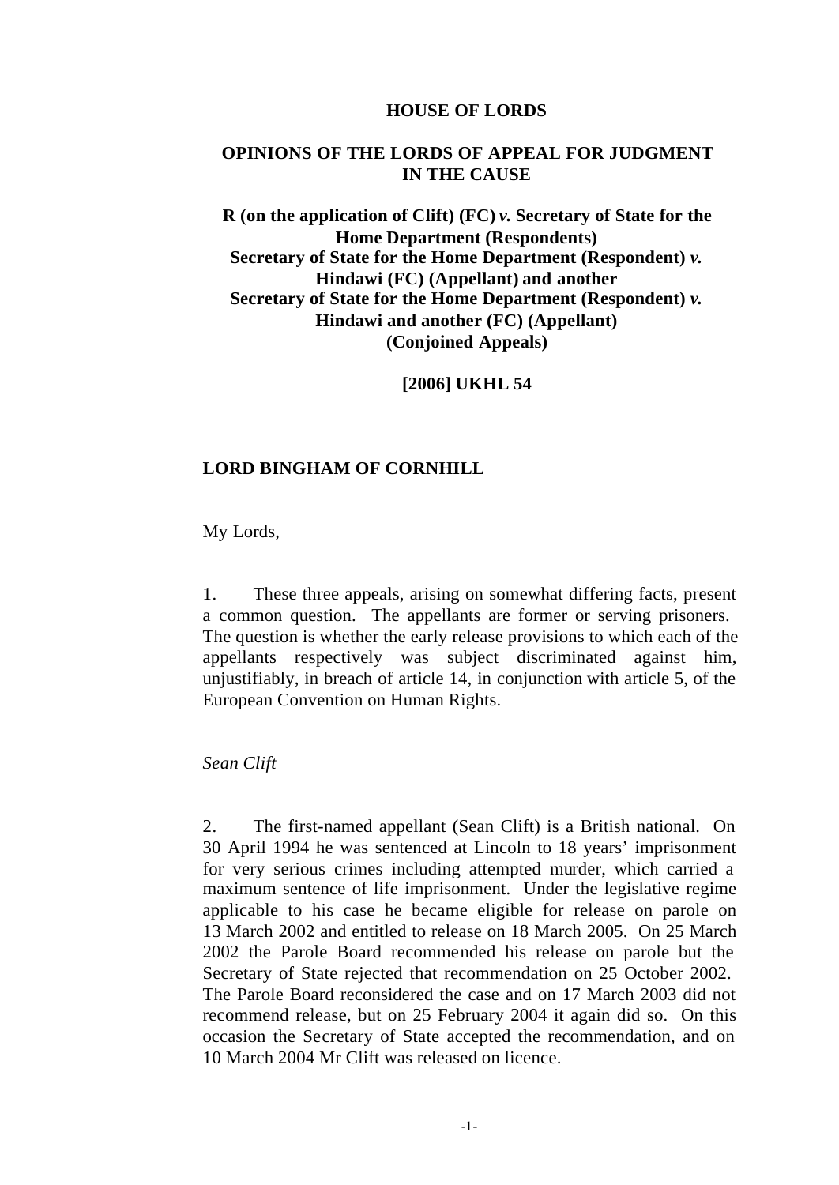**HOUSE OF LORDS**

**OPINIONS OF THE LORDS OF APPEAL FOR JUDGMENT IN THE CAUSE**

**R (on the application of Clift) (FC)** ***v.*** **Secretary of State for the Home Department (Respondents)**
**Secretary of State for the Home Department (Respondent)** ***v.*** **Hindawi (FC) (Appellant) and another**
**Secretary of State for the Home Department (Respondent)** ***v.*** **Hindawi and another (FC) (Appellant)**
**(Conjoined Appeals)**

**[2006] UKHL 54**

## LORD BINGHAM OF CORNHILL

My Lords,

1. These three appeals, arising on somewhat differing facts, present a common question. The appellants are former or serving prisoners. The question is whether the early release provisions to which each of the appellants respectively was subject discriminated against him, unjustifiably, in breach of article 14, in conjunction with article 5, of the European Convention on Human Rights.

*Sean Clift*

2. The first-named appellant (Sean Clift) is a British national. On 30 April 1994 he was sentenced at Lincoln to 18 years' imprisonment for very serious crimes including attempted murder, which carried a maximum sentence of life imprisonment. Under the legislative regime applicable to his case he became eligible for release on parole on 13 March 2002 and entitled to release on 18 March 2005. On 25 March 2002 the Parole Board recommended his release on parole but the Secretary of State rejected that recommendation on 25 October 2002. The Parole Board reconsidered the case and on 17 March 2003 did not recommend release, but on 25 February 2004 it again did so. On this occasion the Secretary of State accepted the recommendation, and on 10 March 2004 Mr Clift was released on licence.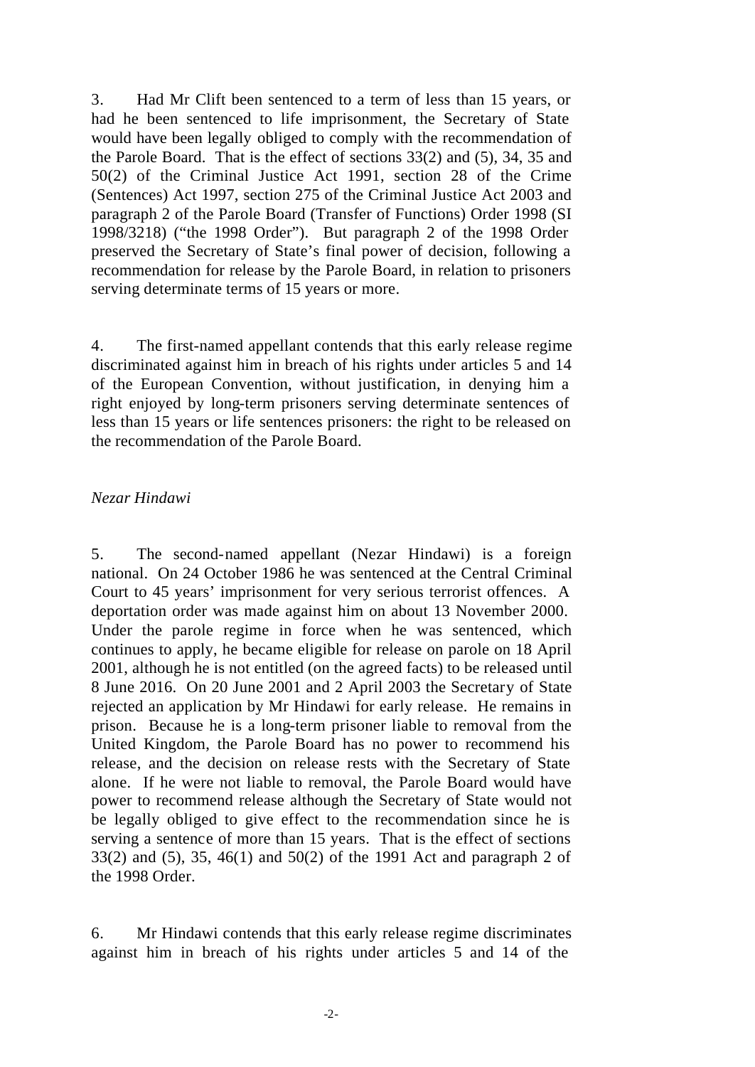3. Had Mr Clift been sentenced to a term of less than 15 years, or had he been sentenced to life imprisonment, the Secretary of State would have been legally obliged to comply with the recommendation of the Parole Board. That is the effect of sections 33(2) and (5), 34, 35 and 50(2) of the Criminal Justice Act 1991, section 28 of the Crime (Sentences) Act 1997, section 275 of the Criminal Justice Act 2003 and paragraph 2 of the Parole Board (Transfer of Functions) Order 1998 (SI 1998/3218) ("the 1998 Order"). But paragraph 2 of the 1998 Order preserved the Secretary of State's final power of decision, following a recommendation for release by the Parole Board, in relation to prisoners serving determinate terms of 15 years or more.

4. The first-named appellant contends that this early release regime discriminated against him in breach of his rights under articles 5 and 14 of the European Convention, without justification, in denying him a right enjoyed by long-term prisoners serving determinate sentences of less than 15 years or life sentences prisoners: the right to be released on the recommendation of the Parole Board.

*Nezar Hindawi*

5. The second-named appellant (Nezar Hindawi) is a foreign national. On 24 October 1986 he was sentenced at the Central Criminal Court to 45 years' imprisonment for very serious terrorist offences. A deportation order was made against him on about 13 November 2000. Under the parole regime in force when he was sentenced, which continues to apply, he became eligible for release on parole on 18 April 2001, although he is not entitled (on the agreed facts) to be released until 8 June 2016. On 20 June 2001 and 2 April 2003 the Secretary of State rejected an application by Mr Hindawi for early release. He remains in prison. Because he is a long-term prisoner liable to removal from the United Kingdom, the Parole Board has no power to recommend his release, and the decision on release rests with the Secretary of State alone. If he were not liable to removal, the Parole Board would have power to recommend release although the Secretary of State would not be legally obliged to give effect to the recommendation since he is serving a sentence of more than 15 years. That is the effect of sections 33(2) and (5), 35, 46(1) and 50(2) of the 1991 Act and paragraph 2 of the 1998 Order.

6. Mr Hindawi contends that this early release regime discriminates against him in breach of his rights under articles 5 and 14 of the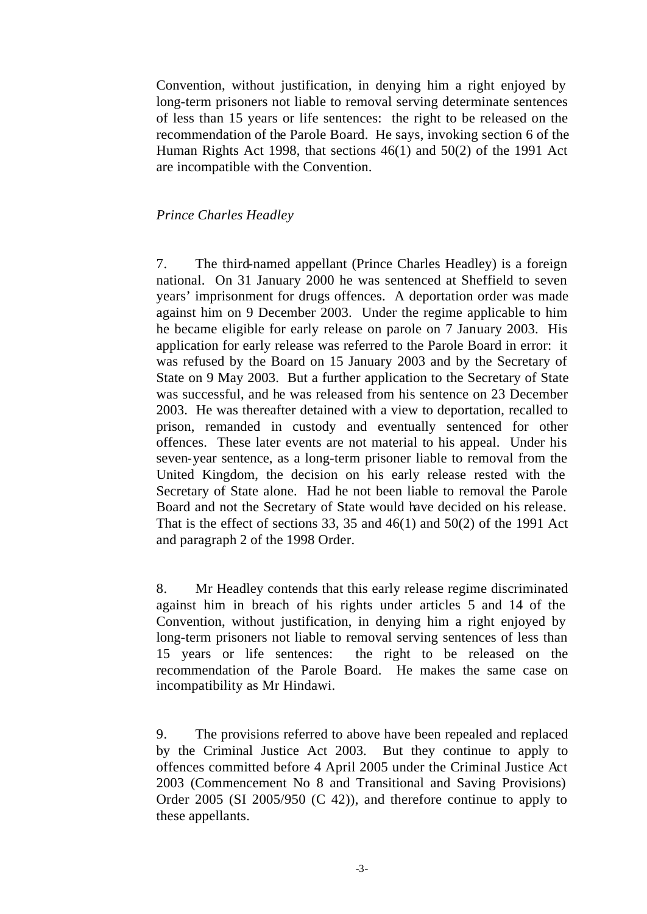Convention, without justification, in denying him a right enjoyed by long-term prisoners not liable to removal serving determinate sentences of less than 15 years or life sentences: the right to be released on the recommendation of the Parole Board. He says, invoking section 6 of the Human Rights Act 1998, that sections 46(1) and 50(2) of the 1991 Act are incompatible with the Convention.

*Prince Charles Headley*

7. The third-named appellant (Prince Charles Headley) is a foreign national. On 31 January 2000 he was sentenced at Sheffield to seven years' imprisonment for drugs offences. A deportation order was made against him on 9 December 2003. Under the regime applicable to him he became eligible for early release on parole on 7 January 2003. His application for early release was referred to the Parole Board in error: it was refused by the Board on 15 January 2003 and by the Secretary of State on 9 May 2003. But a further application to the Secretary of State was successful, and he was released from his sentence on 23 December 2003. He was thereafter detained with a view to deportation, recalled to prison, remanded in custody and eventually sentenced for other offences. These later events are not material to his appeal. Under his seven-year sentence, as a long-term prisoner liable to removal from the United Kingdom, the decision on his early release rested with the Secretary of State alone. Had he not been liable to removal the Parole Board and not the Secretary of State would have decided on his release. That is the effect of sections 33, 35 and 46(1) and 50(2) of the 1991 Act and paragraph 2 of the 1998 Order.

8. Mr Headley contends that this early release regime discriminated against him in breach of his rights under articles 5 and 14 of the Convention, without justification, in denying him a right enjoyed by long-term prisoners not liable to removal serving sentences of less than 15 years or life sentences: the right to be released on the recommendation of the Parole Board. He makes the same case on incompatibility as Mr Hindawi.

9. The provisions referred to above have been repealed and replaced by the Criminal Justice Act 2003. But they continue to apply to offences committed before 4 April 2005 under the Criminal Justice Act 2003 (Commencement No 8 and Transitional and Saving Provisions) Order 2005 (SI 2005/950 (C 42)), and therefore continue to apply to these appellants.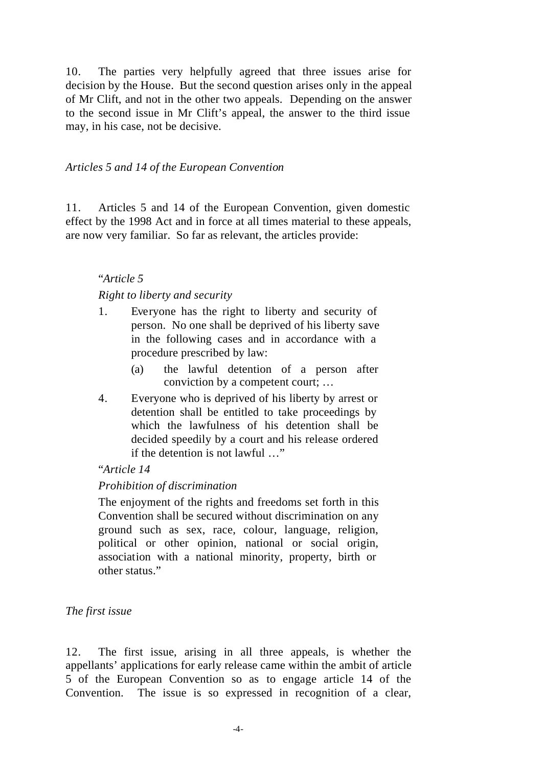10. The parties very helpfully agreed that three issues arise for decision by the House. But the second question arises only in the appeal of Mr Clift, and not in the other two appeals. Depending on the answer to the second issue in Mr Clift's appeal, the answer to the third issue may, in his case, not be decisive.

*Articles 5 and 14 of the European Convention*

11. Articles 5 and 14 of the European Convention, given domestic effect by the 1998 Act and in force at all times material to these appeals, are now very familiar. So far as relevant, the articles provide:

> "*Article 5*
>
> *Right to liberty and security*
>
> 1. Everyone has the right to liberty and security of person. No one shall be deprived of his liberty save in the following cases and in accordance with a procedure prescribed by law:
>
>    (a) the lawful detention of a person after conviction by a competent court; …
>
> 4. Everyone who is deprived of his liberty by arrest or detention shall be entitled to take proceedings by which the lawfulness of his detention shall be decided speedily by a court and his release ordered if the detention is not lawful …"
>
> "*Article 14*
>
> *Prohibition of discrimination*
>
> The enjoyment of the rights and freedoms set forth in this Convention shall be secured without discrimination on any ground such as sex, race, colour, language, religion, political or other opinion, national or social origin, association with a national minority, property, birth or other status."

*The first issue*

12. The first issue, arising in all three appeals, is whether the appellants' applications for early release came within the ambit of article 5 of the European Convention so as to engage article 14 of the Convention. The issue is so expressed in recognition of a clear,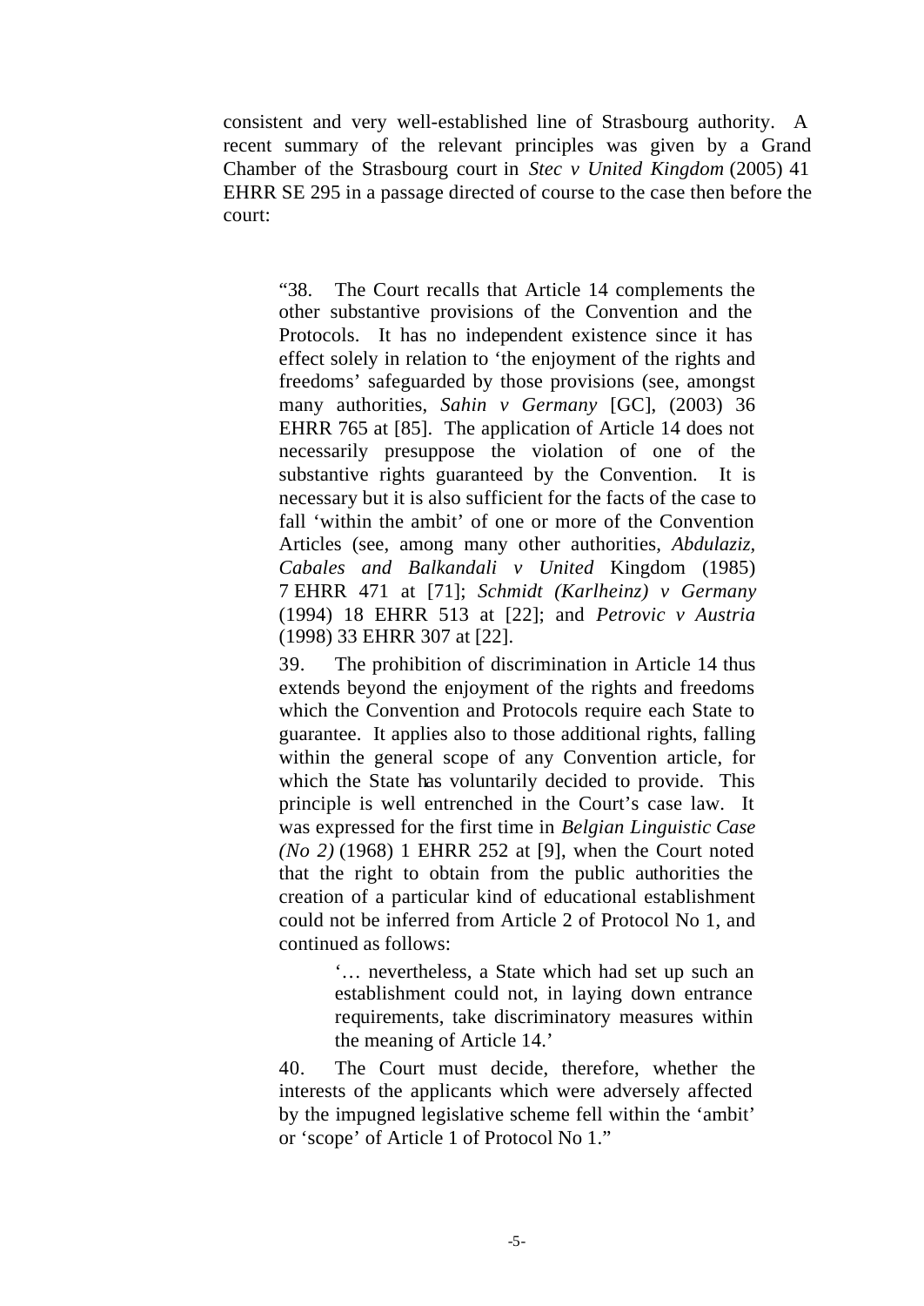consistent and very well-established line of Strasbourg authority. A recent summary of the relevant principles was given by a Grand Chamber of the Strasbourg court in *Stec v United Kingdom* (2005) 41 EHRR SE 295 in a passage directed of course to the case then before the court:

> "38. The Court recalls that Article 14 complements the other substantive provisions of the Convention and the Protocols. It has no independent existence since it has effect solely in relation to 'the enjoyment of the rights and freedoms' safeguarded by those provisions (see, amongst many authorities, *Sahin v Germany* [GC], (2003) 36 EHRR 765 at [85]. The application of Article 14 does not necessarily presuppose the violation of one of the substantive rights guaranteed by the Convention. It is necessary but it is also sufficient for the facts of the case to fall 'within the ambit' of one or more of the Convention Articles (see, among many other authorities, *Abdulaziz, Cabales and Balkandali v United* Kingdom (1985) 7 EHRR 471 at [71]; *Schmidt (Karlheinz) v Germany* (1994) 18 EHRR 513 at [22]; and *Petrovic v Austria* (1998) 33 EHRR 307 at [22].
>
> 39. The prohibition of discrimination in Article 14 thus extends beyond the enjoyment of the rights and freedoms which the Convention and Protocols require each State to guarantee. It applies also to those additional rights, falling within the general scope of any Convention article, for which the State has voluntarily decided to provide. This principle is well entrenched in the Court's case law. It was expressed for the first time in *Belgian Linguistic Case (No 2)* (1968) 1 EHRR 252 at [9], when the Court noted that the right to obtain from the public authorities the creation of a particular kind of educational establishment could not be inferred from Article 2 of Protocol No 1, and continued as follows:
>
> > '… nevertheless, a State which had set up such an establishment could not, in laying down entrance requirements, take discriminatory measures within the meaning of Article 14.'
>
> 40. The Court must decide, therefore, whether the interests of the applicants which were adversely affected by the impugned legislative scheme fell within the 'ambit' or 'scope' of Article 1 of Protocol No 1."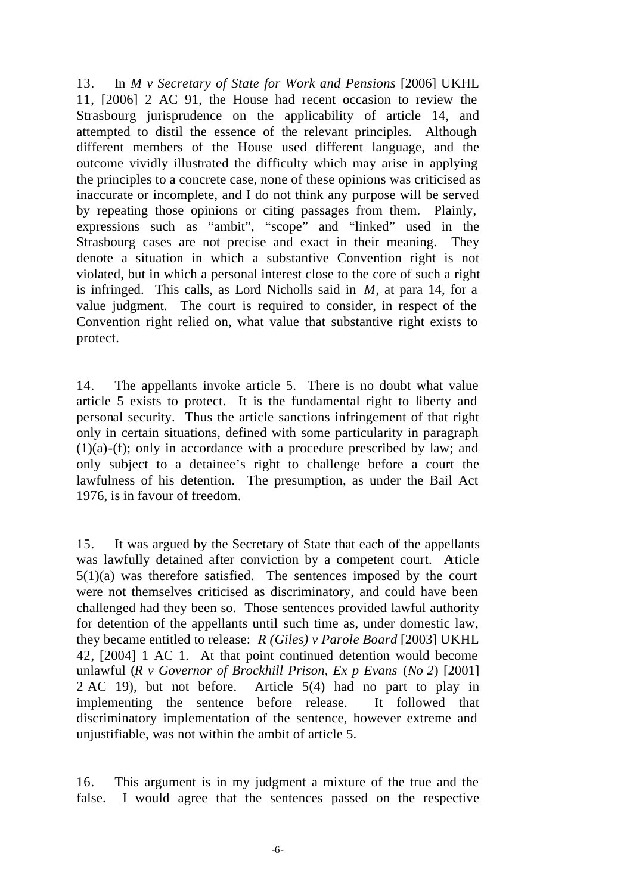13. In *M v Secretary of State for Work and Pensions* [2006] UKHL 11, [2006] 2 AC 91, the House had recent occasion to review the Strasbourg jurisprudence on the applicability of article 14, and attempted to distil the essence of the relevant principles. Although different members of the House used different language, and the outcome vividly illustrated the difficulty which may arise in applying the principles to a concrete case, none of these opinions was criticised as inaccurate or incomplete, and I do not think any purpose will be served by repeating those opinions or citing passages from them. Plainly, expressions such as "ambit", "scope" and "linked" used in the Strasbourg cases are not precise and exact in their meaning. They denote a situation in which a substantive Convention right is not violated, but in which a personal interest close to the core of such a right is infringed. This calls, as Lord Nicholls said in *M*, at para 14, for a value judgment. The court is required to consider, in respect of the Convention right relied on, what value that substantive right exists to protect.

14. The appellants invoke article 5. There is no doubt what value article 5 exists to protect. It is the fundamental right to liberty and personal security. Thus the article sanctions infringement of that right only in certain situations, defined with some particularity in paragraph (1)(a)-(f); only in accordance with a procedure prescribed by law; and only subject to a detainee's right to challenge before a court the lawfulness of his detention. The presumption, as under the Bail Act 1976, is in favour of freedom.

15. It was argued by the Secretary of State that each of the appellants was lawfully detained after conviction by a competent court. Article 5(1)(a) was therefore satisfied. The sentences imposed by the court were not themselves criticised as discriminatory, and could have been challenged had they been so. Those sentences provided lawful authority for detention of the appellants until such time as, under domestic law, they became entitled to release: *R (Giles) v Parole Board* [2003] UKHL 42, [2004] 1 AC 1. At that point continued detention would become unlawful (*R v Governor of Brockhill Prison, Ex p Evans* (*No 2*) [2001] 2 AC 19), but not before. Article 5(4) had no part to play in implementing the sentence before release. It followed that discriminatory implementation of the sentence, however extreme and unjustifiable, was not within the ambit of article 5.

16. This argument is in my judgment a mixture of the true and the false. I would agree that the sentences passed on the respective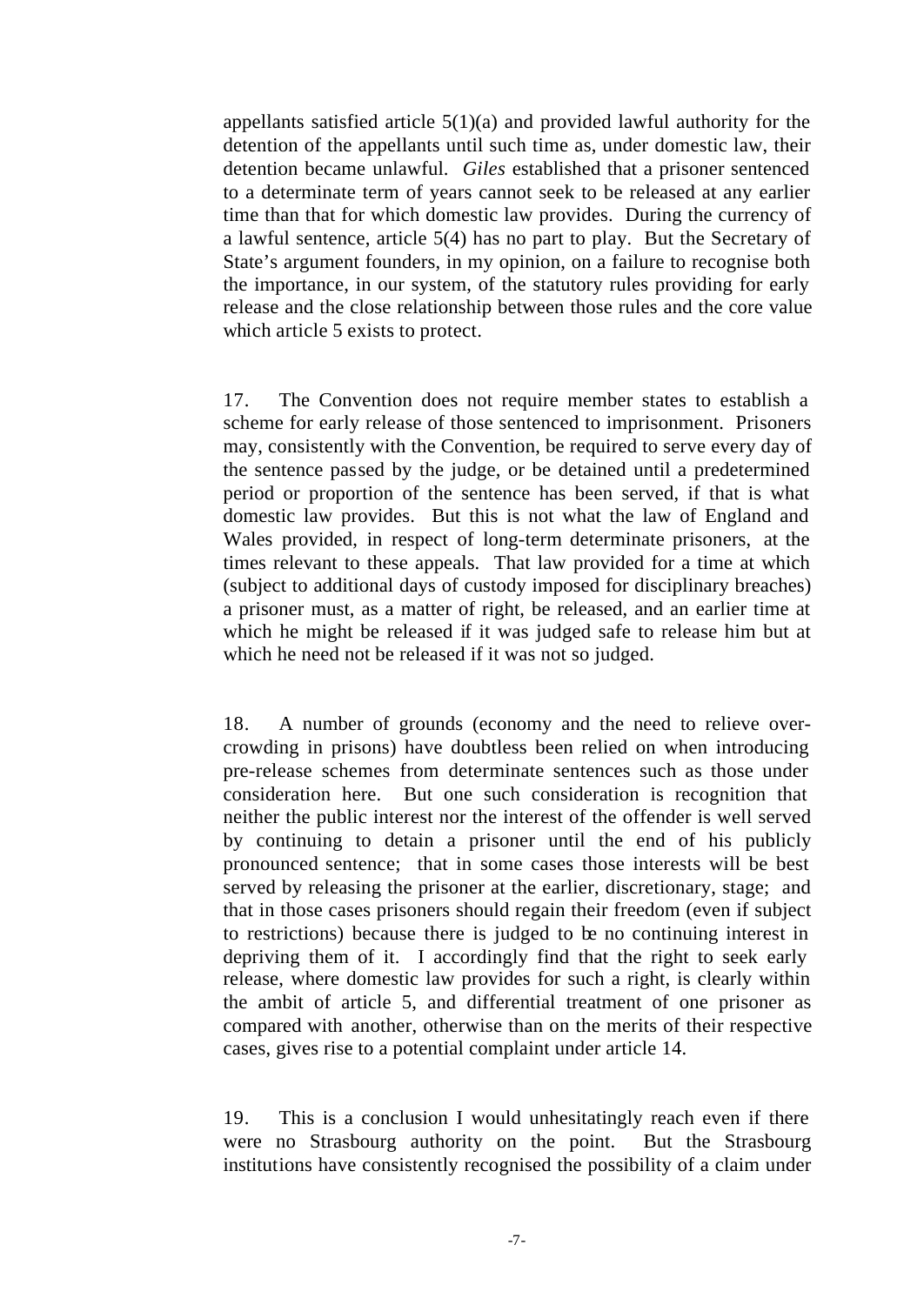appellants satisfied article 5(1)(a) and provided lawful authority for the detention of the appellants until such time as, under domestic law, their detention became unlawful. *Giles* established that a prisoner sentenced to a determinate term of years cannot seek to be released at any earlier time than that for which domestic law provides. During the currency of a lawful sentence, article 5(4) has no part to play. But the Secretary of State's argument founders, in my opinion, on a failure to recognise both the importance, in our system, of the statutory rules providing for early release and the close relationship between those rules and the core value which article 5 exists to protect.

17. The Convention does not require member states to establish a scheme for early release of those sentenced to imprisonment. Prisoners may, consistently with the Convention, be required to serve every day of the sentence passed by the judge, or be detained until a predetermined period or proportion of the sentence has been served, if that is what domestic law provides. But this is not what the law of England and Wales provided, in respect of long-term determinate prisoners, at the times relevant to these appeals. That law provided for a time at which (subject to additional days of custody imposed for disciplinary breaches) a prisoner must, as a matter of right, be released, and an earlier time at which he might be released if it was judged safe to release him but at which he need not be released if it was not so judged.

18. A number of grounds (economy and the need to relieve over-crowding in prisons) have doubtless been relied on when introducing pre-release schemes from determinate sentences such as those under consideration here. But one such consideration is recognition that neither the public interest nor the interest of the offender is well served by continuing to detain a prisoner until the end of his publicly pronounced sentence; that in some cases those interests will be best served by releasing the prisoner at the earlier, discretionary, stage; and that in those cases prisoners should regain their freedom (even if subject to restrictions) because there is judged to be no continuing interest in depriving them of it. I accordingly find that the right to seek early release, where domestic law provides for such a right, is clearly within the ambit of article 5, and differential treatment of one prisoner as compared with another, otherwise than on the merits of their respective cases, gives rise to a potential complaint under article 14.

19. This is a conclusion I would unhesitatingly reach even if there were no Strasbourg authority on the point. But the Strasbourg institutions have consistently recognised the possibility of a claim under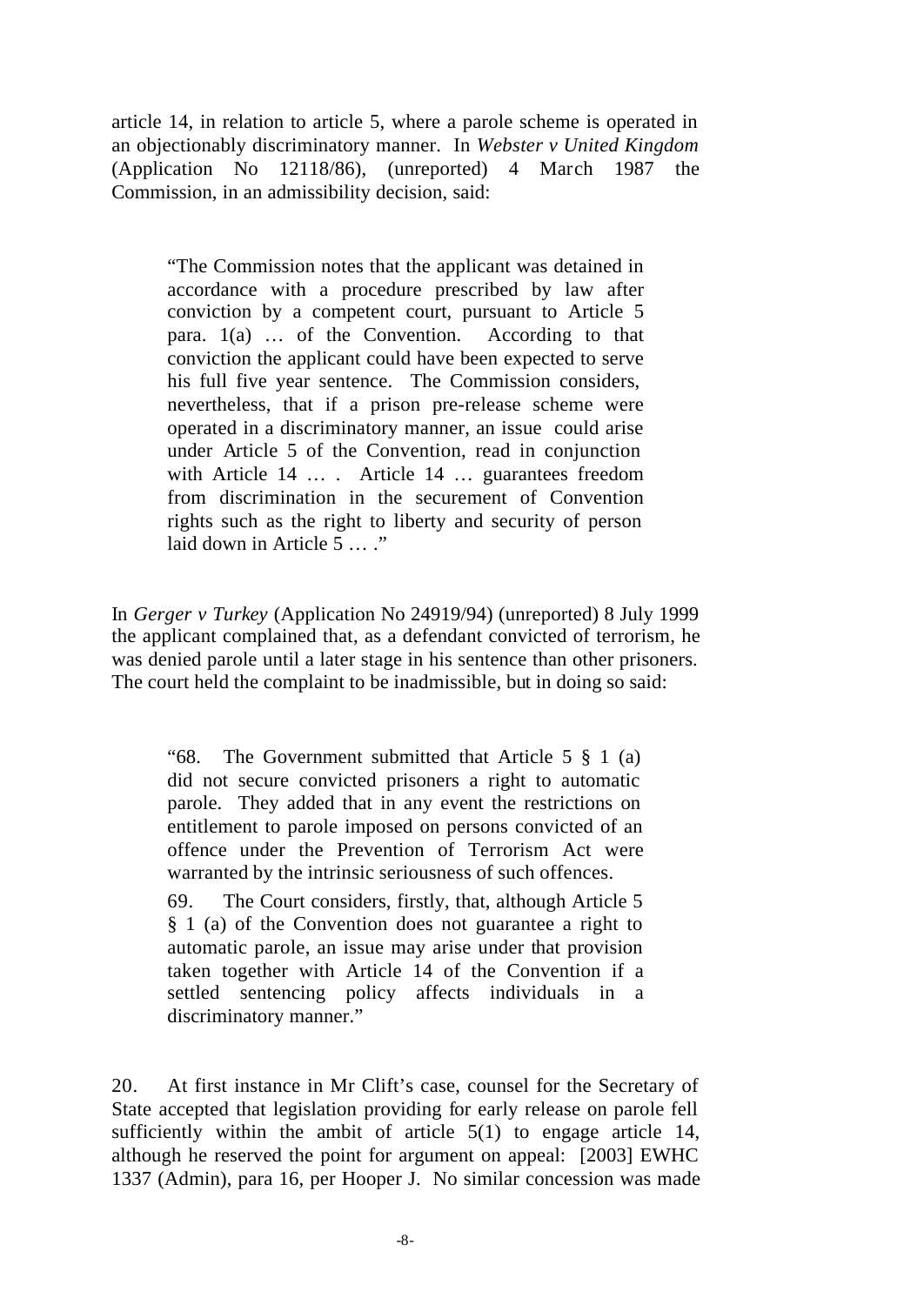article 14, in relation to article 5, where a parole scheme is operated in an objectionably discriminatory manner. In *Webster v United Kingdom* (Application No 12118/86), (unreported) 4 March 1987 the Commission, in an admissibility decision, said:

> "The Commission notes that the applicant was detained in accordance with a procedure prescribed by law after conviction by a competent court, pursuant to Article 5 para. 1(a) … of the Convention. According to that conviction the applicant could have been expected to serve his full five year sentence. The Commission considers, nevertheless, that if a prison pre-release scheme were operated in a discriminatory manner, an issue could arise under Article 5 of the Convention, read in conjunction with Article 14 … . Article 14 … guarantees freedom from discrimination in the securement of Convention rights such as the right to liberty and security of person laid down in Article 5 … ."

In *Gerger v Turkey* (Application No 24919/94) (unreported) 8 July 1999 the applicant complained that, as a defendant convicted of terrorism, he was denied parole until a later stage in his sentence than other prisoners. The court held the complaint to be inadmissible, but in doing so said:

> "68. The Government submitted that Article 5 § 1 (a) did not secure convicted prisoners a right to automatic parole. They added that in any event the restrictions on entitlement to parole imposed on persons convicted of an offence under the Prevention of Terrorism Act were warranted by the intrinsic seriousness of such offences.
>
> 69. The Court considers, firstly, that, although Article 5 § 1 (a) of the Convention does not guarantee a right to automatic parole, an issue may arise under that provision taken together with Article 14 of the Convention if a settled sentencing policy affects individuals in a discriminatory manner."

20. At first instance in Mr Clift's case, counsel for the Secretary of State accepted that legislation providing for early release on parole fell sufficiently within the ambit of article 5(1) to engage article 14, although he reserved the point for argument on appeal: [2003] EWHC 1337 (Admin), para 16, per Hooper J. No similar concession was made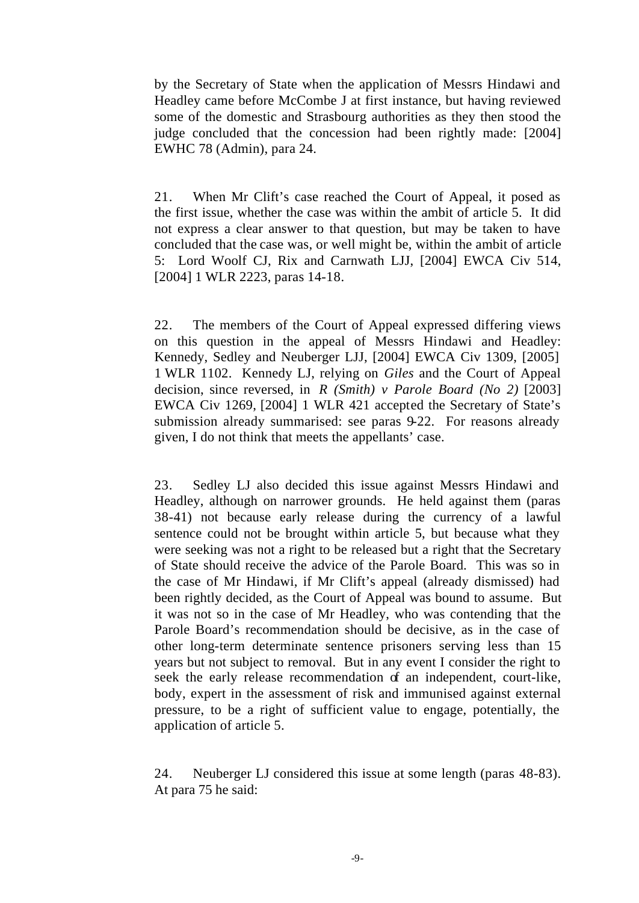by the Secretary of State when the application of Messrs Hindawi and Headley came before McCombe J at first instance, but having reviewed some of the domestic and Strasbourg authorities as they then stood the judge concluded that the concession had been rightly made: [2004] EWHC 78 (Admin), para 24.

21. When Mr Clift's case reached the Court of Appeal, it posed as the first issue, whether the case was within the ambit of article 5. It did not express a clear answer to that question, but may be taken to have concluded that the case was, or well might be, within the ambit of article 5: Lord Woolf CJ, Rix and Carnwath LJJ, [2004] EWCA Civ 514, [2004] 1 WLR 2223, paras 14-18.

22. The members of the Court of Appeal expressed differing views on this question in the appeal of Messrs Hindawi and Headley: Kennedy, Sedley and Neuberger LJJ, [2004] EWCA Civ 1309, [2005] 1 WLR 1102. Kennedy LJ, relying on *Giles* and the Court of Appeal decision, since reversed, in *R (Smith) v Parole Board (No 2)* [2003] EWCA Civ 1269, [2004] 1 WLR 421 accepted the Secretary of State's submission already summarised: see paras 9-22. For reasons already given, I do not think that meets the appellants' case.

23. Sedley LJ also decided this issue against Messrs Hindawi and Headley, although on narrower grounds. He held against them (paras 38-41) not because early release during the currency of a lawful sentence could not be brought within article 5, but because what they were seeking was not a right to be released but a right that the Secretary of State should receive the advice of the Parole Board. This was so in the case of Mr Hindawi, if Mr Clift's appeal (already dismissed) had been rightly decided, as the Court of Appeal was bound to assume. But it was not so in the case of Mr Headley, who was contending that the Parole Board's recommendation should be decisive, as in the case of other long-term determinate sentence prisoners serving less than 15 years but not subject to removal. But in any event I consider the right to seek the early release recommendation of an independent, court-like, body, expert in the assessment of risk and immunised against external pressure, to be a right of sufficient value to engage, potentially, the application of article 5.

24. Neuberger LJ considered this issue at some length (paras 48-83). At para 75 he said: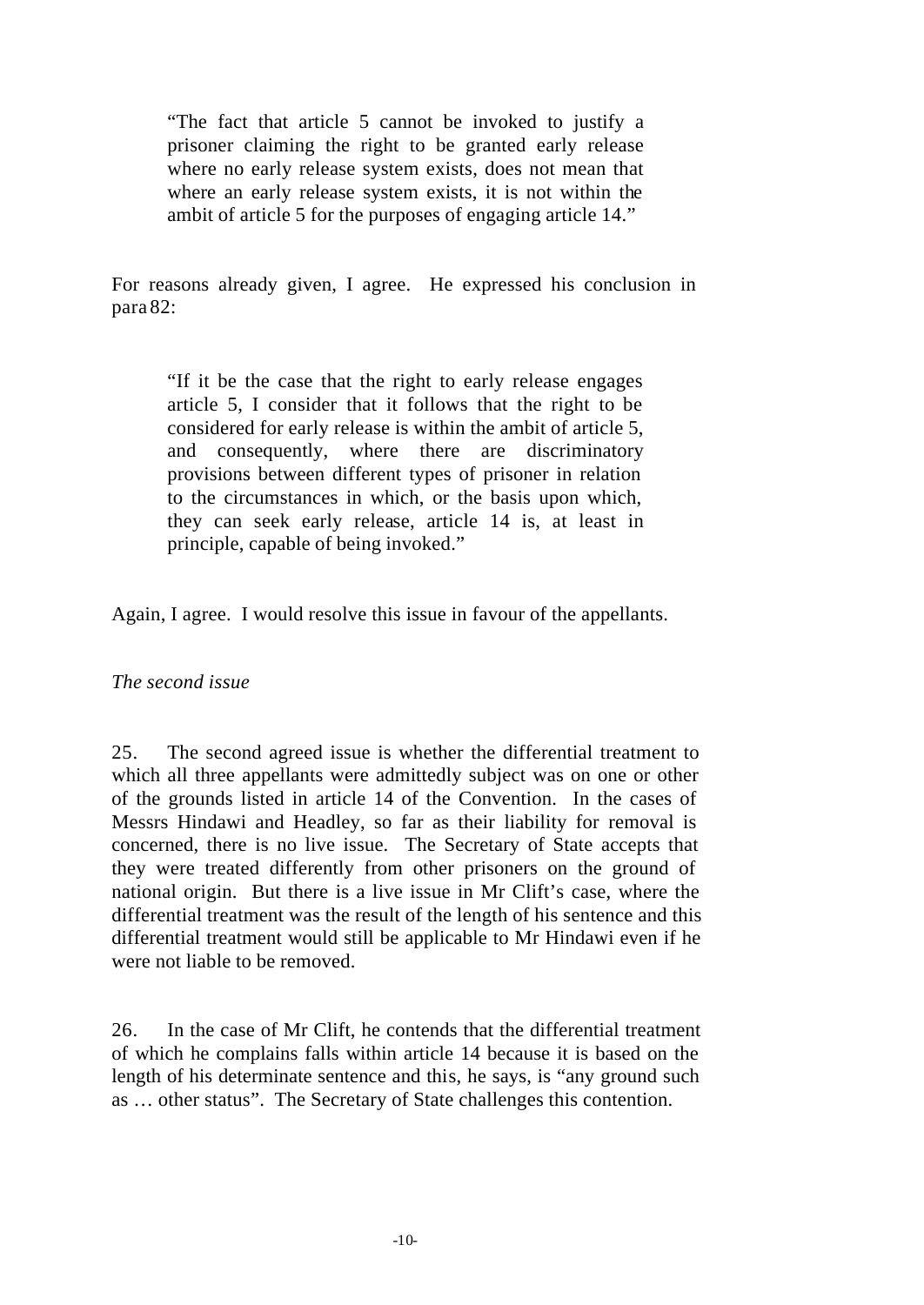> "The fact that article 5 cannot be invoked to justify a prisoner claiming the right to be granted early release where no early release system exists, does not mean that where an early release system exists, it is not within the ambit of article 5 for the purposes of engaging article 14."

For reasons already given, I agree. He expressed his conclusion in para 82:

> "If it be the case that the right to early release engages article 5, I consider that it follows that the right to be considered for early release is within the ambit of article 5, and consequently, where there are discriminatory provisions between different types of prisoner in relation to the circumstances in which, or the basis upon which, they can seek early release, article 14 is, at least in principle, capable of being invoked."

Again, I agree. I would resolve this issue in favour of the appellants.

*The second issue*

25. The second agreed issue is whether the differential treatment to which all three appellants were admittedly subject was on one or other of the grounds listed in article 14 of the Convention. In the cases of Messrs Hindawi and Headley, so far as their liability for removal is concerned, there is no live issue. The Secretary of State accepts that they were treated differently from other prisoners on the ground of national origin. But there is a live issue in Mr Clift's case, where the differential treatment was the result of the length of his sentence and this differential treatment would still be applicable to Mr Hindawi even if he were not liable to be removed.

26. In the case of Mr Clift, he contends that the differential treatment of which he complains falls within article 14 because it is based on the length of his determinate sentence and this, he says, is "any ground such as … other status". The Secretary of State challenges this contention.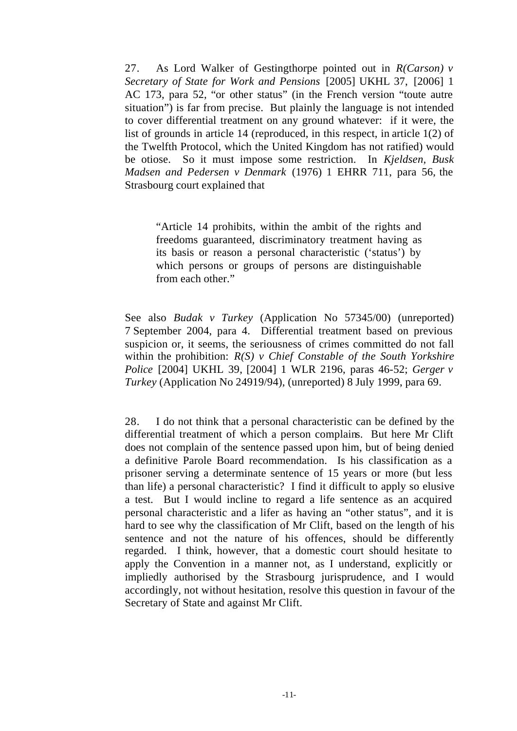27. As Lord Walker of Gestingthorpe pointed out in *R(Carson) v Secretary of State for Work and Pensions* [2005] UKHL 37, [2006] 1 AC 173, para 52, "or other status" (in the French version "toute autre situation") is far from precise. But plainly the language is not intended to cover differential treatment on any ground whatever: if it were, the list of grounds in article 14 (reproduced, in this respect, in article 1(2) of the Twelfth Protocol, which the United Kingdom has not ratified) would be otiose. So it must impose some restriction. In *Kjeldsen, Busk Madsen and Pedersen v Denmark* (1976) 1 EHRR 711, para 56, the Strasbourg court explained that

> "Article 14 prohibits, within the ambit of the rights and freedoms guaranteed, discriminatory treatment having as its basis or reason a personal characteristic ('status') by which persons or groups of persons are distinguishable from each other."

See also *Budak v Turkey* (Application No 57345/00) (unreported) 7 September 2004, para 4. Differential treatment based on previous suspicion or, it seems, the seriousness of crimes committed do not fall within the prohibition: *R(S) v Chief Constable of the South Yorkshire Police* [2004] UKHL 39, [2004] 1 WLR 2196, paras 46-52; *Gerger v Turkey* (Application No 24919/94), (unreported) 8 July 1999, para 69.

28. I do not think that a personal characteristic can be defined by the differential treatment of which a person complains. But here Mr Clift does not complain of the sentence passed upon him, but of being denied a definitive Parole Board recommendation. Is his classification as a prisoner serving a determinate sentence of 15 years or more (but less than life) a personal characteristic? I find it difficult to apply so elusive a test. But I would incline to regard a life sentence as an acquired personal characteristic and a lifer as having an "other status", and it is hard to see why the classification of Mr Clift, based on the length of his sentence and not the nature of his offences, should be differently regarded. I think, however, that a domestic court should hesitate to apply the Convention in a manner not, as I understand, explicitly or impliedly authorised by the Strasbourg jurisprudence, and I would accordingly, not without hesitation, resolve this question in favour of the Secretary of State and against Mr Clift.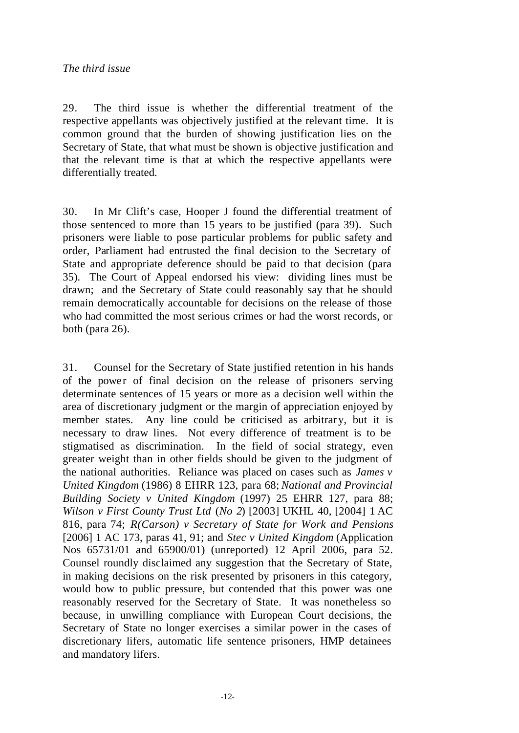*The third issue*

29. The third issue is whether the differential treatment of the respective appellants was objectively justified at the relevant time. It is common ground that the burden of showing justification lies on the Secretary of State, that what must be shown is objective justification and that the relevant time is that at which the respective appellants were differentially treated.

30. In Mr Clift's case, Hooper J found the differential treatment of those sentenced to more than 15 years to be justified (para 39). Such prisoners were liable to pose particular problems for public safety and order, Parliament had entrusted the final decision to the Secretary of State and appropriate deference should be paid to that decision (para 35). The Court of Appeal endorsed his view: dividing lines must be drawn; and the Secretary of State could reasonably say that he should remain democratically accountable for decisions on the release of those who had committed the most serious crimes or had the worst records, or both (para 26).

31. Counsel for the Secretary of State justified retention in his hands of the power of final decision on the release of prisoners serving determinate sentences of 15 years or more as a decision well within the area of discretionary judgment or the margin of appreciation enjoyed by member states. Any line could be criticised as arbitrary, but it is necessary to draw lines. Not every difference of treatment is to be stigmatised as discrimination. In the field of social strategy, even greater weight than in other fields should be given to the judgment of the national authorities. Reliance was placed on cases such as *James v United Kingdom* (1986) 8 EHRR 123, para 68; *National and Provincial Building Society v United Kingdom* (1997) 25 EHRR 127, para 88; *Wilson v First County Trust Ltd* (*No 2*) [2003] UKHL 40, [2004] 1 AC 816, para 74; *R(Carson) v Secretary of State for Work and Pensions* [2006] 1 AC 173, paras 41, 91; and *Stec v United Kingdom* (Application Nos 65731/01 and 65900/01) (unreported) 12 April 2006, para 52. Counsel roundly disclaimed any suggestion that the Secretary of State, in making decisions on the risk presented by prisoners in this category, would bow to public pressure, but contended that this power was one reasonably reserved for the Secretary of State. It was nonetheless so because, in unwilling compliance with European Court decisions, the Secretary of State no longer exercises a similar power in the cases of discretionary lifers, automatic life sentence prisoners, HMP detainees and mandatory lifers.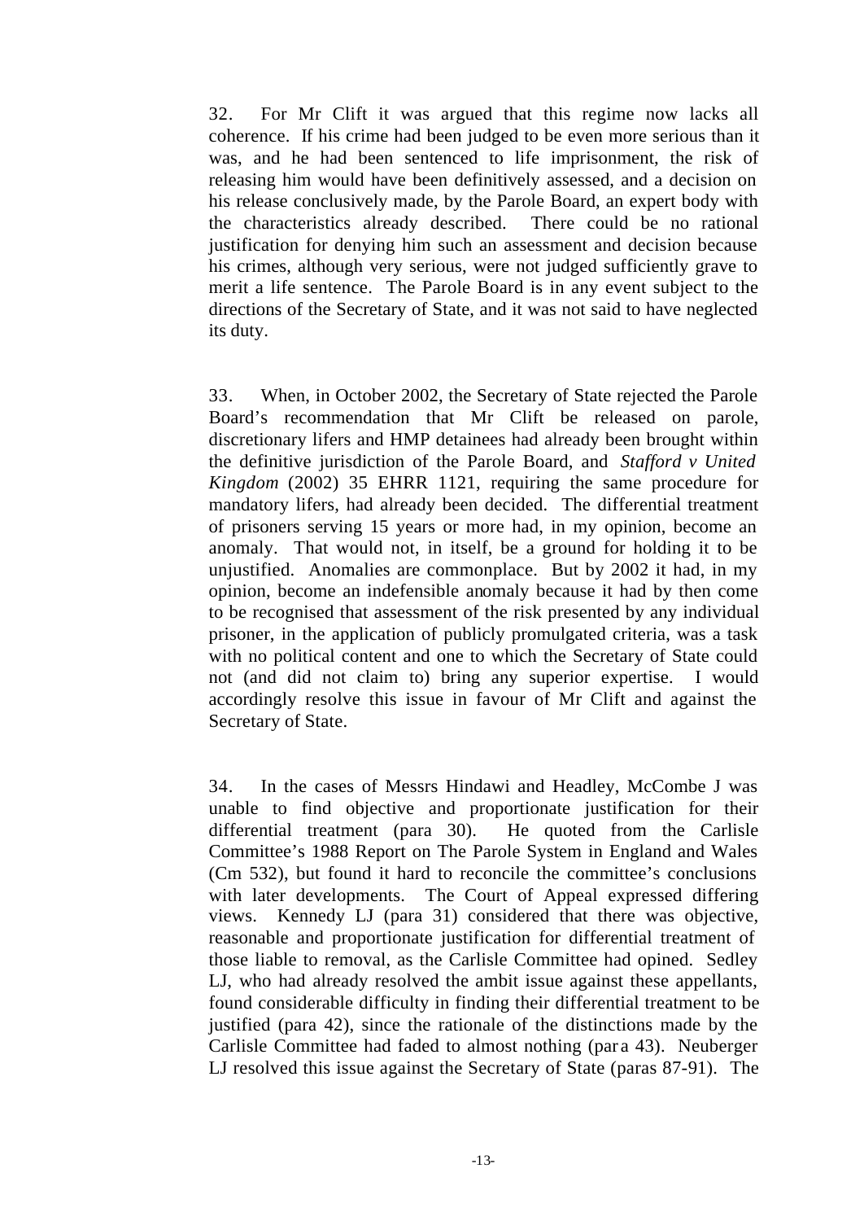32. For Mr Clift it was argued that this regime now lacks all coherence. If his crime had been judged to be even more serious than it was, and he had been sentenced to life imprisonment, the risk of releasing him would have been definitively assessed, and a decision on his release conclusively made, by the Parole Board, an expert body with the characteristics already described. There could be no rational justification for denying him such an assessment and decision because his crimes, although very serious, were not judged sufficiently grave to merit a life sentence. The Parole Board is in any event subject to the directions of the Secretary of State, and it was not said to have neglected its duty.

33. When, in October 2002, the Secretary of State rejected the Parole Board's recommendation that Mr Clift be released on parole, discretionary lifers and HMP detainees had already been brought within the definitive jurisdiction of the Parole Board, and *Stafford v United Kingdom* (2002) 35 EHRR 1121, requiring the same procedure for mandatory lifers, had already been decided. The differential treatment of prisoners serving 15 years or more had, in my opinion, become an anomaly. That would not, in itself, be a ground for holding it to be unjustified. Anomalies are commonplace. But by 2002 it had, in my opinion, become an indefensible anomaly because it had by then come to be recognised that assessment of the risk presented by any individual prisoner, in the application of publicly promulgated criteria, was a task with no political content and one to which the Secretary of State could not (and did not claim to) bring any superior expertise. I would accordingly resolve this issue in favour of Mr Clift and against the Secretary of State.

34. In the cases of Messrs Hindawi and Headley, McCombe J was unable to find objective and proportionate justification for their differential treatment (para 30). He quoted from the Carlisle Committee's 1988 Report on The Parole System in England and Wales (Cm 532), but found it hard to reconcile the committee's conclusions with later developments. The Court of Appeal expressed differing views. Kennedy LJ (para 31) considered that there was objective, reasonable and proportionate justification for differential treatment of those liable to removal, as the Carlisle Committee had opined. Sedley LJ, who had already resolved the ambit issue against these appellants, found considerable difficulty in finding their differential treatment to be justified (para 42), since the rationale of the distinctions made by the Carlisle Committee had faded to almost nothing (para 43). Neuberger LJ resolved this issue against the Secretary of State (paras 87-91). The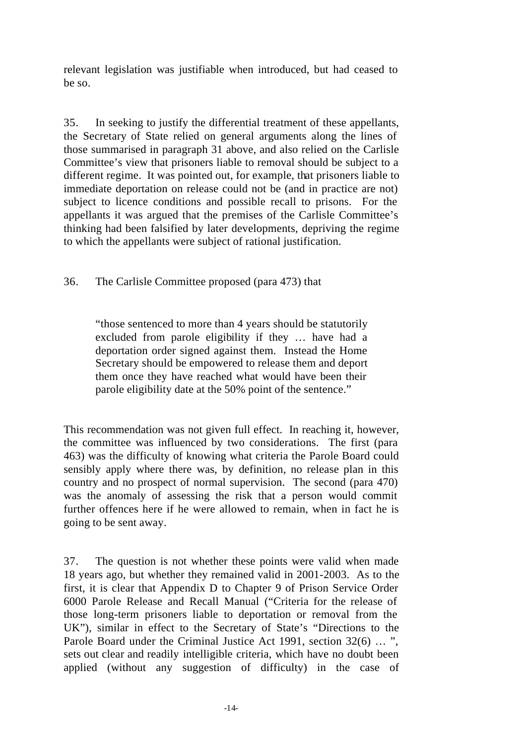relevant legislation was justifiable when introduced, but had ceased to be so.

35. In seeking to justify the differential treatment of these appellants, the Secretary of State relied on general arguments along the lines of those summarised in paragraph 31 above, and also relied on the Carlisle Committee's view that prisoners liable to removal should be subject to a different regime. It was pointed out, for example, that prisoners liable to immediate deportation on release could not be (and in practice are not) subject to licence conditions and possible recall to prisons. For the appellants it was argued that the premises of the Carlisle Committee's thinking had been falsified by later developments, depriving the regime to which the appellants were subject of rational justification.

36. The Carlisle Committee proposed (para 473) that

> "those sentenced to more than 4 years should be statutorily excluded from parole eligibility if they … have had a deportation order signed against them. Instead the Home Secretary should be empowered to release them and deport them once they have reached what would have been their parole eligibility date at the 50% point of the sentence."

This recommendation was not given full effect. In reaching it, however, the committee was influenced by two considerations. The first (para 463) was the difficulty of knowing what criteria the Parole Board could sensibly apply where there was, by definition, no release plan in this country and no prospect of normal supervision. The second (para 470) was the anomaly of assessing the risk that a person would commit further offences here if he were allowed to remain, when in fact he is going to be sent away.

37. The question is not whether these points were valid when made 18 years ago, but whether they remained valid in 2001-2003. As to the first, it is clear that Appendix D to Chapter 9 of Prison Service Order 6000 Parole Release and Recall Manual ("Criteria for the release of those long-term prisoners liable to deportation or removal from the UK"), similar in effect to the Secretary of State's "Directions to the Parole Board under the Criminal Justice Act 1991, section 32(6) … ", sets out clear and readily intelligible criteria, which have no doubt been applied (without any suggestion of difficulty) in the case of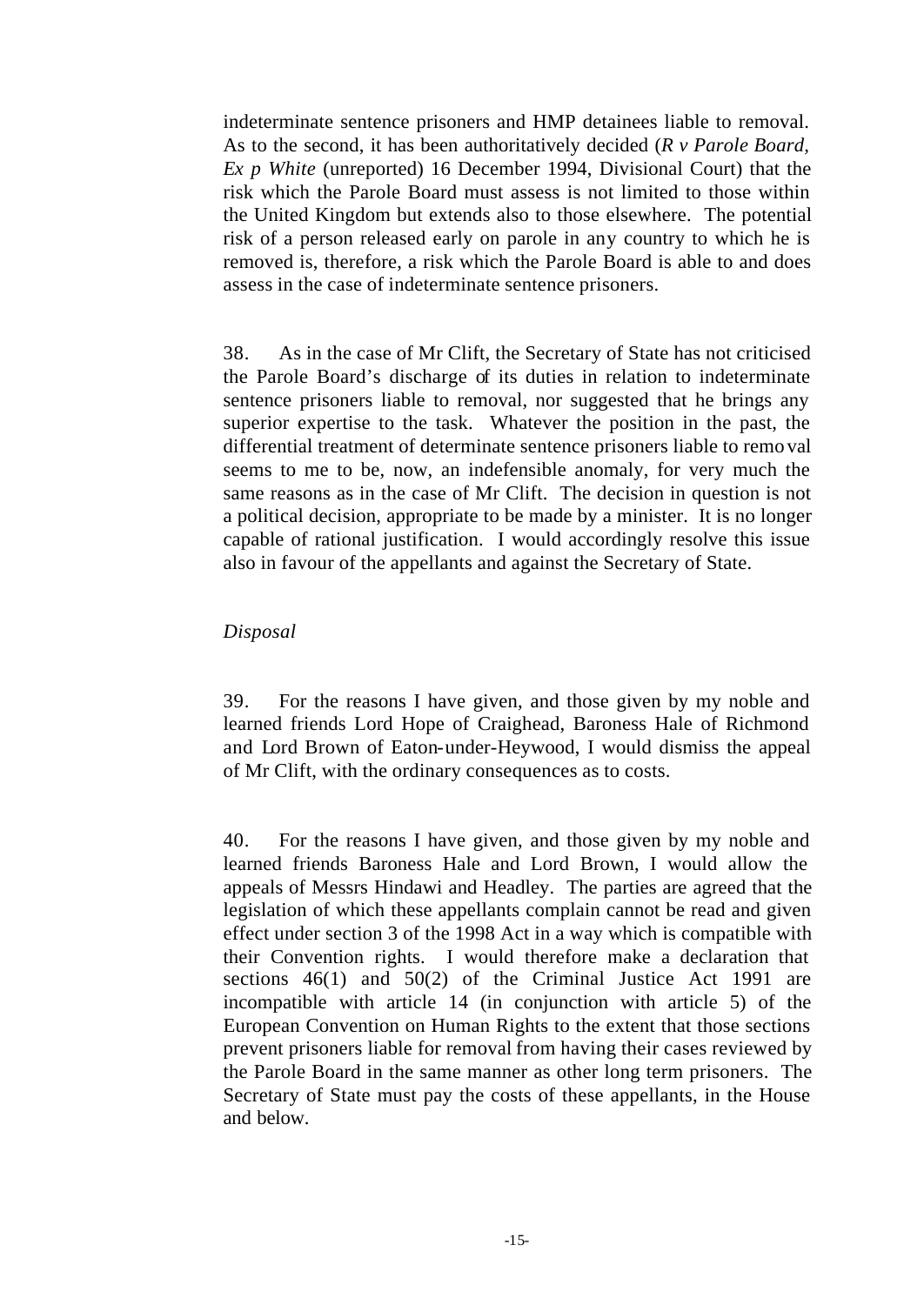indeterminate sentence prisoners and HMP detainees liable to removal. As to the second, it has been authoritatively decided (*R v Parole Board, Ex p White* (unreported) 16 December 1994, Divisional Court) that the risk which the Parole Board must assess is not limited to those within the United Kingdom but extends also to those elsewhere. The potential risk of a person released early on parole in any country to which he is removed is, therefore, a risk which the Parole Board is able to and does assess in the case of indeterminate sentence prisoners.

38. As in the case of Mr Clift, the Secretary of State has not criticised the Parole Board's discharge of its duties in relation to indeterminate sentence prisoners liable to removal, nor suggested that he brings any superior expertise to the task. Whatever the position in the past, the differential treatment of determinate sentence prisoners liable to removal seems to me to be, now, an indefensible anomaly, for very much the same reasons as in the case of Mr Clift. The decision in question is not a political decision, appropriate to be made by a minister. It is no longer capable of rational justification. I would accordingly resolve this issue also in favour of the appellants and against the Secretary of State.

*Disposal*

39. For the reasons I have given, and those given by my noble and learned friends Lord Hope of Craighead, Baroness Hale of Richmond and Lord Brown of Eaton-under-Heywood, I would dismiss the appeal of Mr Clift, with the ordinary consequences as to costs.

40. For the reasons I have given, and those given by my noble and learned friends Baroness Hale and Lord Brown, I would allow the appeals of Messrs Hindawi and Headley. The parties are agreed that the legislation of which these appellants complain cannot be read and given effect under section 3 of the 1998 Act in a way which is compatible with their Convention rights. I would therefore make a declaration that sections 46(1) and 50(2) of the Criminal Justice Act 1991 are incompatible with article 14 (in conjunction with article 5) of the European Convention on Human Rights to the extent that those sections prevent prisoners liable for removal from having their cases reviewed by the Parole Board in the same manner as other long term prisoners. The Secretary of State must pay the costs of these appellants, in the House and below.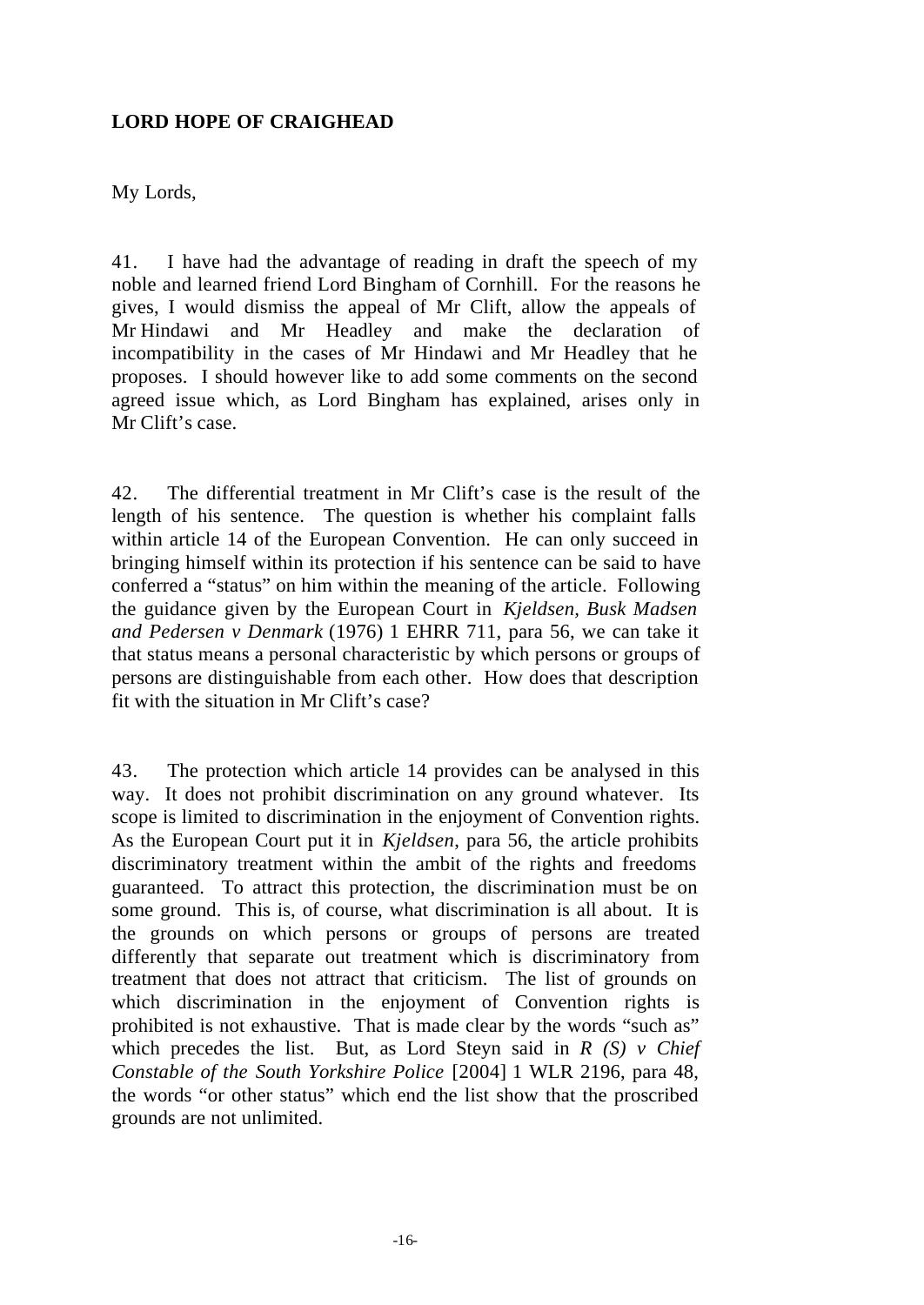**LORD HOPE OF CRAIGHEAD**

My Lords,

41. I have had the advantage of reading in draft the speech of my noble and learned friend Lord Bingham of Cornhill. For the reasons he gives, I would dismiss the appeal of Mr Clift, allow the appeals of Mr Hindawi and Mr Headley and make the declaration of incompatibility in the cases of Mr Hindawi and Mr Headley that he proposes. I should however like to add some comments on the second agreed issue which, as Lord Bingham has explained, arises only in Mr Clift's case.

42. The differential treatment in Mr Clift's case is the result of the length of his sentence. The question is whether his complaint falls within article 14 of the European Convention. He can only succeed in bringing himself within its protection if his sentence can be said to have conferred a "status" on him within the meaning of the article. Following the guidance given by the European Court in *Kjeldsen, Busk Madsen and Pedersen v Denmark* (1976) 1 EHRR 711, para 56, we can take it that status means a personal characteristic by which persons or groups of persons are distinguishable from each other. How does that description fit with the situation in Mr Clift's case?

43. The protection which article 14 provides can be analysed in this way. It does not prohibit discrimination on any ground whatever. Its scope is limited to discrimination in the enjoyment of Convention rights. As the European Court put it in *Kjeldsen*, para 56, the article prohibits discriminatory treatment within the ambit of the rights and freedoms guaranteed. To attract this protection, the discrimination must be on some ground. This is, of course, what discrimination is all about. It is the grounds on which persons or groups of persons are treated differently that separate out treatment which is discriminatory from treatment that does not attract that criticism. The list of grounds on which discrimination in the enjoyment of Convention rights is prohibited is not exhaustive. That is made clear by the words "such as" which precedes the list. But, as Lord Steyn said in *R (S) v Chief Constable of the South Yorkshire Police* [2004] 1 WLR 2196, para 48, the words "or other status" which end the list show that the proscribed grounds are not unlimited.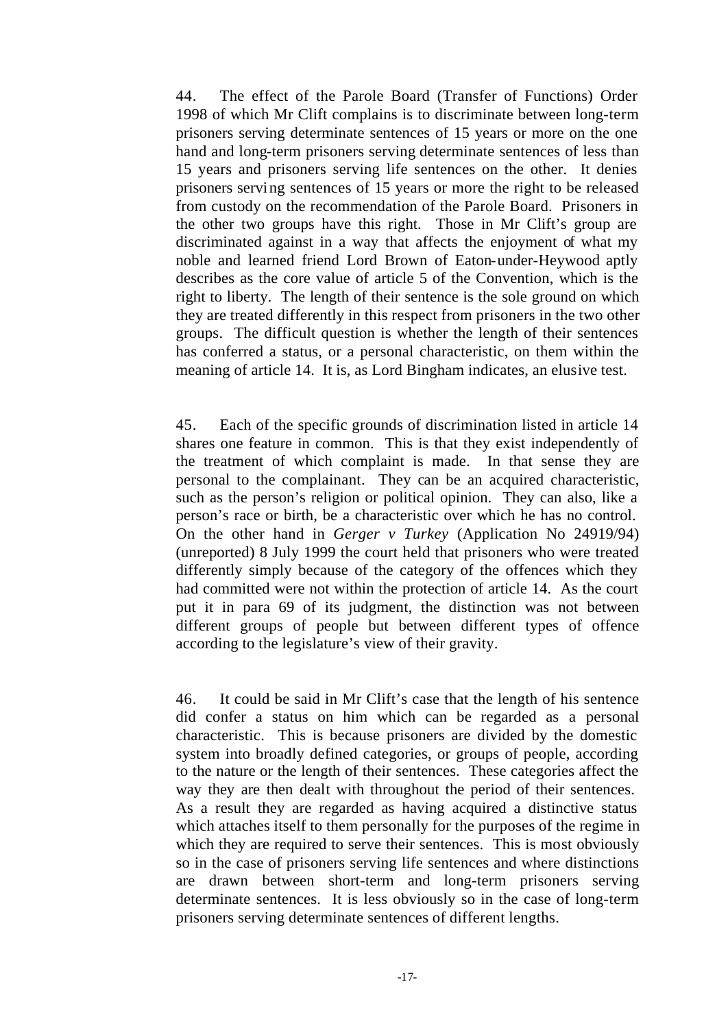44. The effect of the Parole Board (Transfer of Functions) Order 1998 of which Mr Clift complains is to discriminate between long-term prisoners serving determinate sentences of 15 years or more on the one hand and long-term prisoners serving determinate sentences of less than 15 years and prisoners serving life sentences on the other. It denies prisoners serving sentences of 15 years or more the right to be released from custody on the recommendation of the Parole Board. Prisoners in the other two groups have this right. Those in Mr Clift's group are discriminated against in a way that affects the enjoyment of what my noble and learned friend Lord Brown of Eaton-under-Heywood aptly describes as the core value of article 5 of the Convention, which is the right to liberty. The length of their sentence is the sole ground on which they are treated differently in this respect from prisoners in the two other groups. The difficult question is whether the length of their sentences has conferred a status, or a personal characteristic, on them within the meaning of article 14. It is, as Lord Bingham indicates, an elusive test.

45. Each of the specific grounds of discrimination listed in article 14 shares one feature in common. This is that they exist independently of the treatment of which complaint is made. In that sense they are personal to the complainant. They can be an acquired characteristic, such as the person's religion or political opinion. They can also, like a person's race or birth, be a characteristic over which he has no control. On the other hand in *Gerger v Turkey* (Application No 24919/94) (unreported) 8 July 1999 the court held that prisoners who were treated differently simply because of the category of the offences which they had committed were not within the protection of article 14. As the court put it in para 69 of its judgment, the distinction was not between different groups of people but between different types of offence according to the legislature's view of their gravity.

46. It could be said in Mr Clift's case that the length of his sentence did confer a status on him which can be regarded as a personal characteristic. This is because prisoners are divided by the domestic system into broadly defined categories, or groups of people, according to the nature or the length of their sentences. These categories affect the way they are then dealt with throughout the period of their sentences. As a result they are regarded as having acquired a distinctive status which attaches itself to them personally for the purposes of the regime in which they are required to serve their sentences. This is most obviously so in the case of prisoners serving life sentences and where distinctions are drawn between short-term and long-term prisoners serving determinate sentences. It is less obviously so in the case of long-term prisoners serving determinate sentences of different lengths.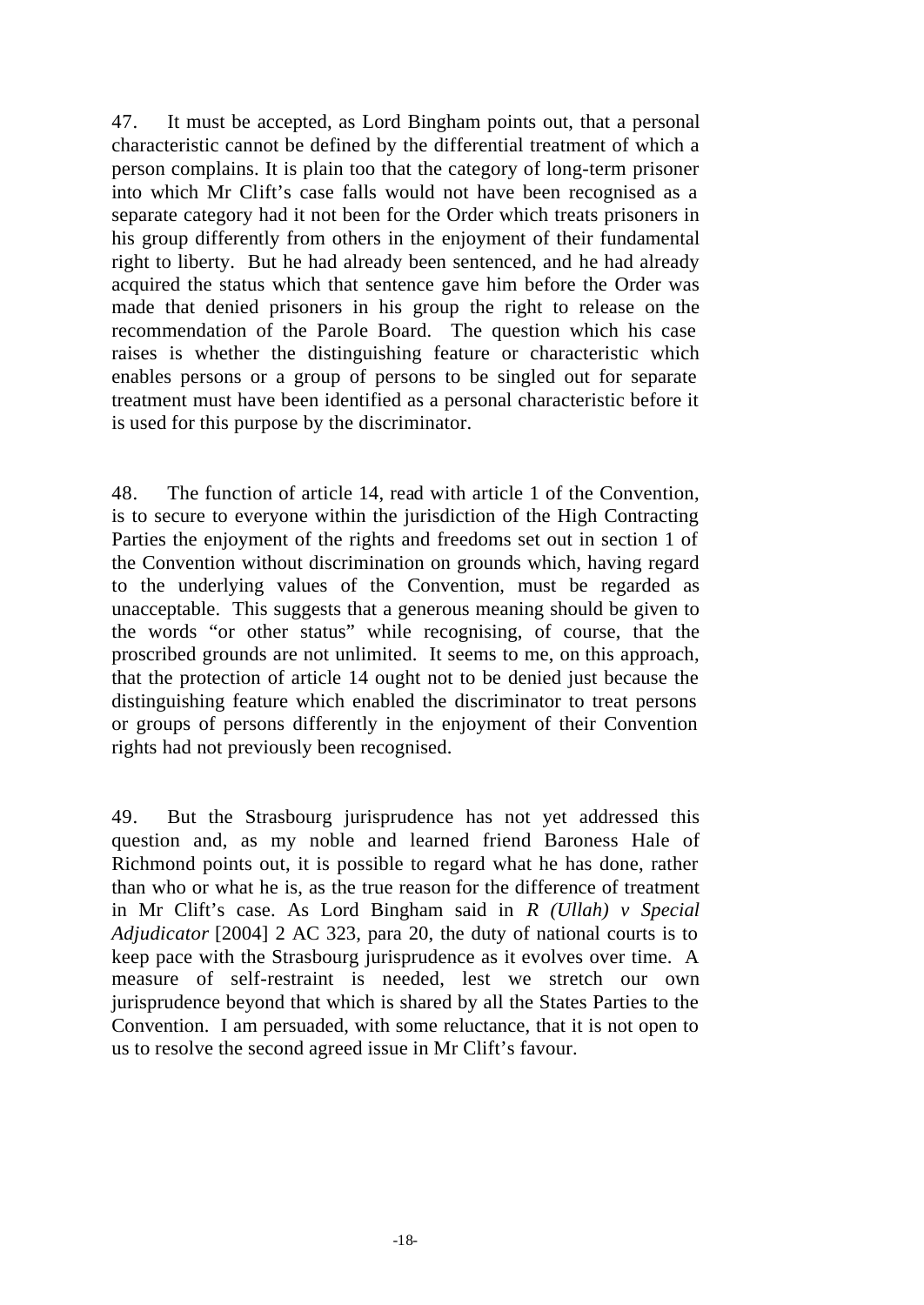47. It must be accepted, as Lord Bingham points out, that a personal characteristic cannot be defined by the differential treatment of which a person complains. It is plain too that the category of long-term prisoner into which Mr Clift's case falls would not have been recognised as a separate category had it not been for the Order which treats prisoners in his group differently from others in the enjoyment of their fundamental right to liberty. But he had already been sentenced, and he had already acquired the status which that sentence gave him before the Order was made that denied prisoners in his group the right to release on the recommendation of the Parole Board. The question which his case raises is whether the distinguishing feature or characteristic which enables persons or a group of persons to be singled out for separate treatment must have been identified as a personal characteristic before it is used for this purpose by the discriminator.

48. The function of article 14, read with article 1 of the Convention, is to secure to everyone within the jurisdiction of the High Contracting Parties the enjoyment of the rights and freedoms set out in section 1 of the Convention without discrimination on grounds which, having regard to the underlying values of the Convention, must be regarded as unacceptable. This suggests that a generous meaning should be given to the words "or other status" while recognising, of course, that the proscribed grounds are not unlimited. It seems to me, on this approach, that the protection of article 14 ought not to be denied just because the distinguishing feature which enabled the discriminator to treat persons or groups of persons differently in the enjoyment of their Convention rights had not previously been recognised.

49. But the Strasbourg jurisprudence has not yet addressed this question and, as my noble and learned friend Baroness Hale of Richmond points out, it is possible to regard what he has done, rather than who or what he is, as the true reason for the difference of treatment in Mr Clift's case. As Lord Bingham said in *R (Ullah) v Special Adjudicator* [2004] 2 AC 323, para 20, the duty of national courts is to keep pace with the Strasbourg jurisprudence as it evolves over time. A measure of self-restraint is needed, lest we stretch our own jurisprudence beyond that which is shared by all the States Parties to the Convention. I am persuaded, with some reluctance, that it is not open to us to resolve the second agreed issue in Mr Clift's favour.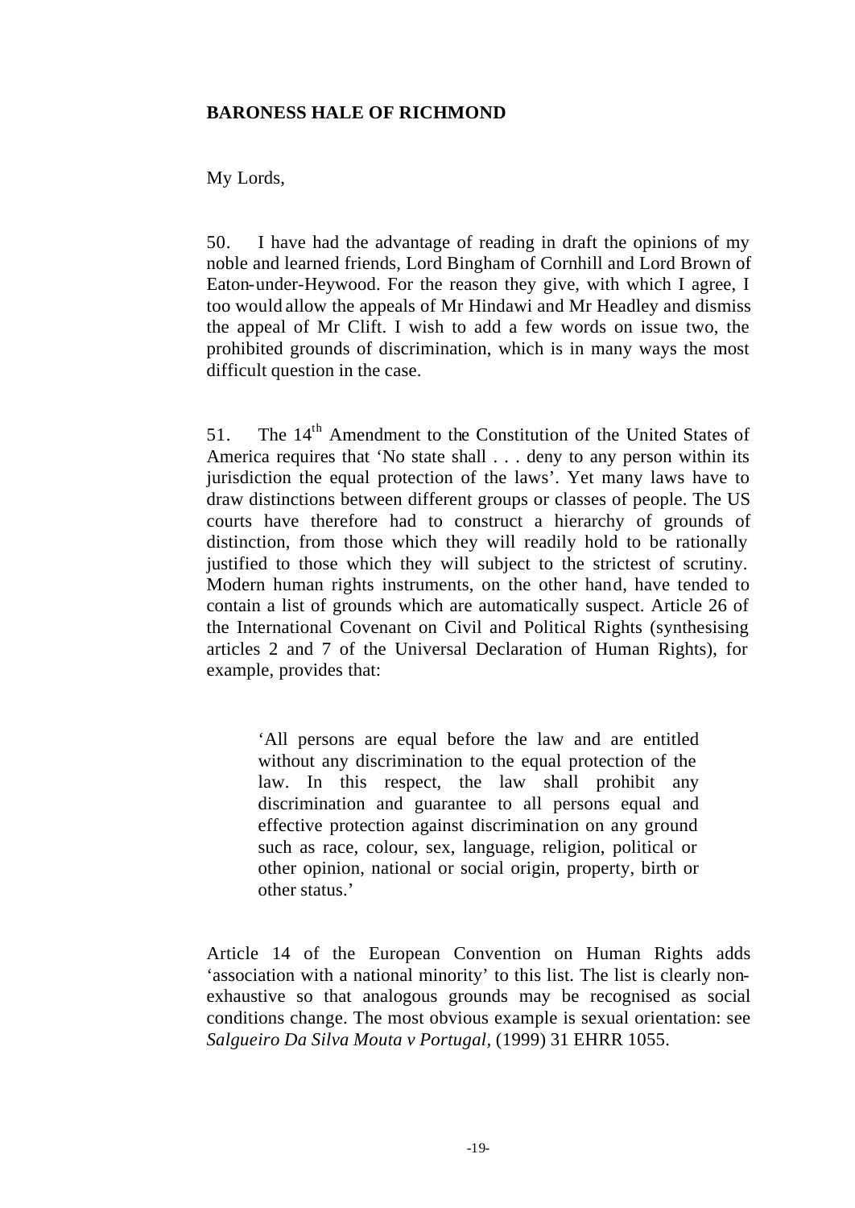**BARONESS HALE OF RICHMOND**

My Lords,

50. I have had the advantage of reading in draft the opinions of my noble and learned friends, Lord Bingham of Cornhill and Lord Brown of Eaton-under-Heywood. For the reason they give, with which I agree, I too would allow the appeals of Mr Hindawi and Mr Headley and dismiss the appeal of Mr Clift. I wish to add a few words on issue two, the prohibited grounds of discrimination, which is in many ways the most difficult question in the case.

51. The 14th Amendment to the Constitution of the United States of America requires that 'No state shall . . . deny to any person within its jurisdiction the equal protection of the laws'. Yet many laws have to draw distinctions between different groups or classes of people. The US courts have therefore had to construct a hierarchy of grounds of distinction, from those which they will readily hold to be rationally justified to those which they will subject to the strictest of scrutiny. Modern human rights instruments, on the other hand, have tended to contain a list of grounds which are automatically suspect. Article 26 of the International Covenant on Civil and Political Rights (synthesising articles 2 and 7 of the Universal Declaration of Human Rights), for example, provides that:

> 'All persons are equal before the law and are entitled without any discrimination to the equal protection of the law. In this respect, the law shall prohibit any discrimination and guarantee to all persons equal and effective protection against discrimination on any ground such as race, colour, sex, language, religion, political or other opinion, national or social origin, property, birth or other status.'

Article 14 of the European Convention on Human Rights adds 'association with a national minority' to this list. The list is clearly non-exhaustive so that analogous grounds may be recognised as social conditions change. The most obvious example is sexual orientation: see *Salgueiro Da Silva Mouta v Portugal*, (1999) 31 EHRR 1055.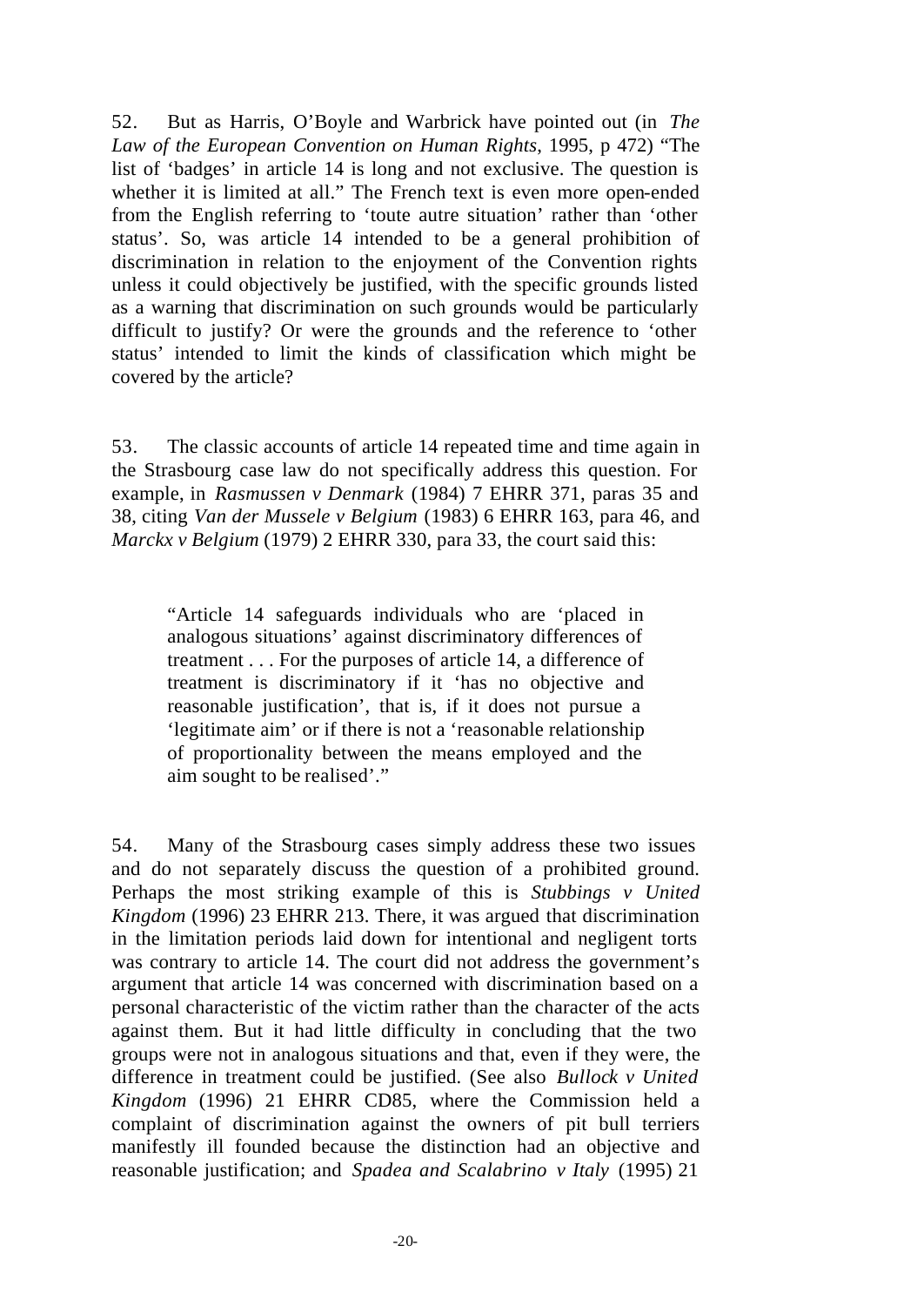52. But as Harris, O'Boyle and Warbrick have pointed out (in *The Law of the European Convention on Human Rights*, 1995, p 472) "The list of 'badges' in article 14 is long and not exclusive. The question is whether it is limited at all." The French text is even more open-ended from the English referring to 'toute autre situation' rather than 'other status'. So, was article 14 intended to be a general prohibition of discrimination in relation to the enjoyment of the Convention rights unless it could objectively be justified, with the specific grounds listed as a warning that discrimination on such grounds would be particularly difficult to justify? Or were the grounds and the reference to 'other status' intended to limit the kinds of classification which might be covered by the article?

53. The classic accounts of article 14 repeated time and time again in the Strasbourg case law do not specifically address this question. For example, in *Rasmussen v Denmark* (1984) 7 EHRR 371, paras 35 and 38, citing *Van der Mussele v Belgium* (1983) 6 EHRR 163, para 46, and *Marckx v Belgium* (1979) 2 EHRR 330, para 33, the court said this:

> "Article 14 safeguards individuals who are 'placed in analogous situations' against discriminatory differences of treatment . . . For the purposes of article 14, a difference of treatment is discriminatory if it 'has no objective and reasonable justification', that is, if it does not pursue a 'legitimate aim' or if there is not a 'reasonable relationship of proportionality between the means employed and the aim sought to be realised'."

54. Many of the Strasbourg cases simply address these two issues and do not separately discuss the question of a prohibited ground. Perhaps the most striking example of this is *Stubbings v United Kingdom* (1996) 23 EHRR 213. There, it was argued that discrimination in the limitation periods laid down for intentional and negligent torts was contrary to article 14. The court did not address the government's argument that article 14 was concerned with discrimination based on a personal characteristic of the victim rather than the character of the acts against them. But it had little difficulty in concluding that the two groups were not in analogous situations and that, even if they were, the difference in treatment could be justified. (See also *Bullock v United Kingdom* (1996) 21 EHRR CD85, where the Commission held a complaint of discrimination against the owners of pit bull terriers manifestly ill founded because the distinction had an objective and reasonable justification; and *Spadea and Scalabrino v Italy* (1995) 21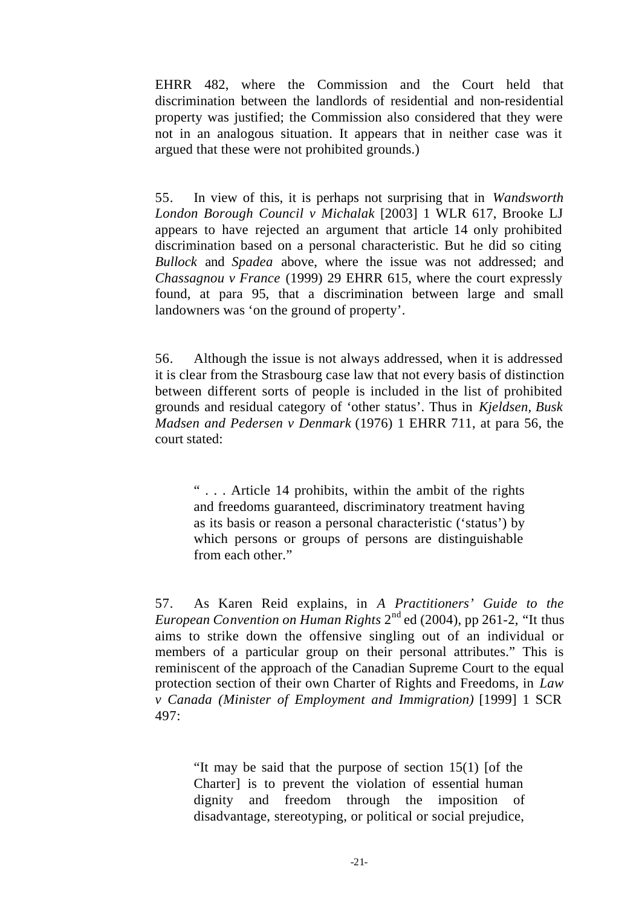EHRR 482, where the Commission and the Court held that discrimination between the landlords of residential and non-residential property was justified; the Commission also considered that they were not in an analogous situation. It appears that in neither case was it argued that these were not prohibited grounds.)

55. In view of this, it is perhaps not surprising that in *Wandsworth London Borough Council v Michalak* [2003] 1 WLR 617, Brooke LJ appears to have rejected an argument that article 14 only prohibited discrimination based on a personal characteristic. But he did so citing *Bullock* and *Spadea* above, where the issue was not addressed; and *Chassagnou v France* (1999) 29 EHRR 615, where the court expressly found, at para 95, that a discrimination between large and small landowners was 'on the ground of property'.

56. Although the issue is not always addressed, when it is addressed it is clear from the Strasbourg case law that not every basis of distinction between different sorts of people is included in the list of prohibited grounds and residual category of 'other status'. Thus in *Kjeldsen, Busk Madsen and Pedersen v Denmark* (1976) 1 EHRR 711, at para 56, the court stated:

> " . . . Article 14 prohibits, within the ambit of the rights and freedoms guaranteed, discriminatory treatment having as its basis or reason a personal characteristic ('status') by which persons or groups of persons are distinguishable from each other."

57. As Karen Reid explains, in *A Practitioners' Guide to the European Convention on Human Rights* 2nd ed (2004), pp 261-2, "It thus aims to strike down the offensive singling out of an individual or members of a particular group on their personal attributes." This is reminiscent of the approach of the Canadian Supreme Court to the equal protection section of their own Charter of Rights and Freedoms, in *Law v Canada (Minister of Employment and Immigration)* [1999] 1 SCR 497:

> "It may be said that the purpose of section 15(1) [of the Charter] is to prevent the violation of essential human dignity and freedom through the imposition of disadvantage, stereotyping, or political or social prejudice,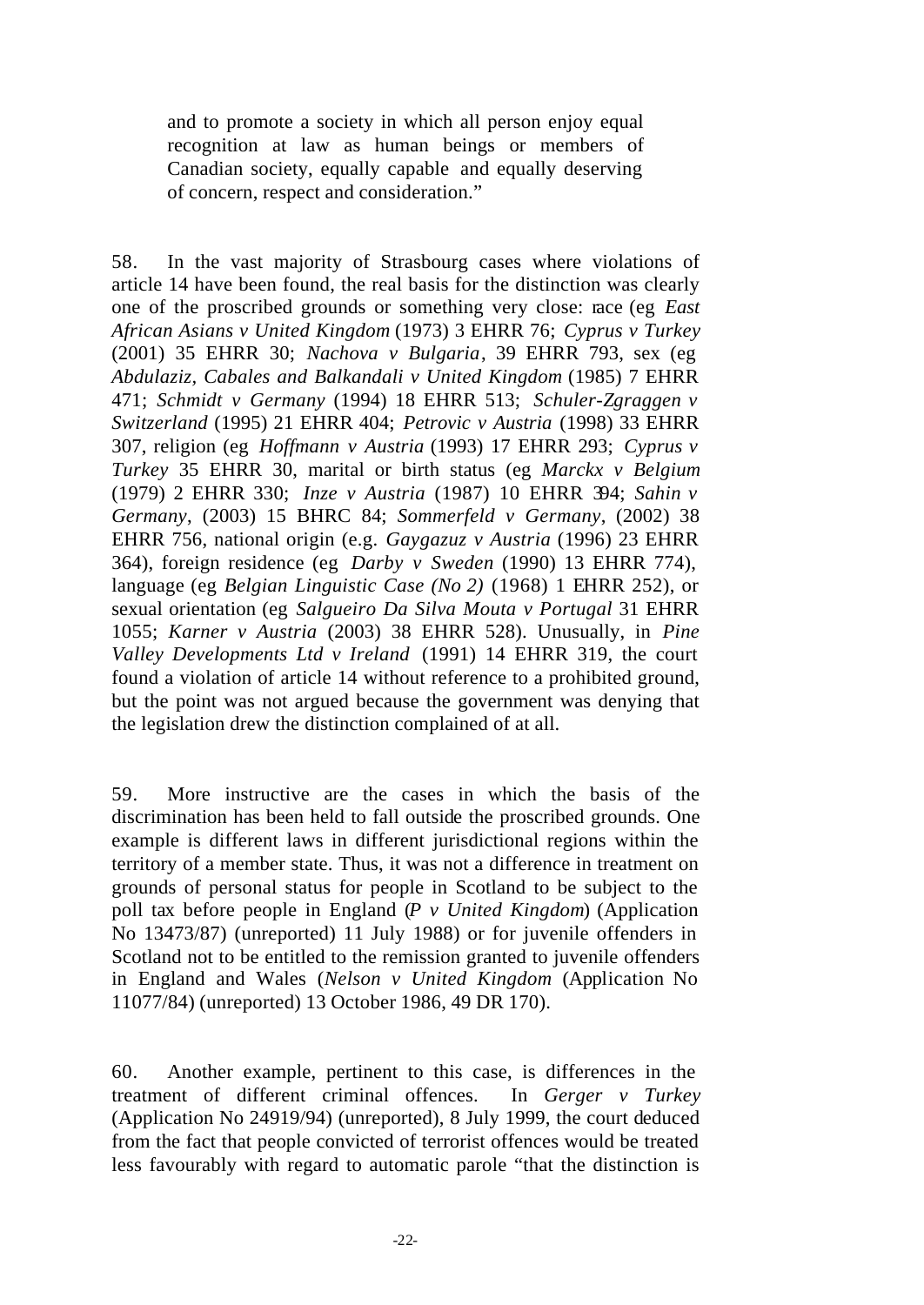> and to promote a society in which all person enjoy equal recognition at law as human beings or members of Canadian society, equally capable and equally deserving of concern, respect and consideration."

58. In the vast majority of Strasbourg cases where violations of article 14 have been found, the real basis for the distinction was clearly one of the proscribed grounds or something very close: race (eg *East African Asians v United Kingdom* (1973) 3 EHRR 76; *Cyprus v Turkey* (2001) 35 EHRR 30; *Nachova v Bulgaria*, 39 EHRR 793, sex (eg *Abdulaziz, Cabales and Balkandali v United Kingdom* (1985) 7 EHRR 471; *Schmidt v Germany* (1994) 18 EHRR 513; *Schuler-Zgraggen v Switzerland* (1995) 21 EHRR 404; *Petrovic v Austria* (1998) 33 EHRR 307, religion (eg *Hoffmann v Austria* (1993) 17 EHRR 293; *Cyprus v Turkey* 35 EHRR 30, marital or birth status (eg *Marckx v Belgium* (1979) 2 EHRR 330; *Inze v Austria* (1987) 10 EHRR 394; *Sahin v Germany*, (2003) 15 BHRC 84; *Sommerfeld v Germany*, (2002) 38 EHRR 756, national origin (e.g. *Gaygazuz v Austria* (1996) 23 EHRR 364), foreign residence (eg *Darby v Sweden* (1990) 13 EHRR 774), language (eg *Belgian Linguistic Case (No 2)* (1968) 1 EHRR 252), or sexual orientation (eg *Salgueiro Da Silva Mouta v Portugal* 31 EHRR 1055; *Karner v Austria* (2003) 38 EHRR 528). Unusually, in *Pine Valley Developments Ltd v Ireland* (1991) 14 EHRR 319, the court found a violation of article 14 without reference to a prohibited ground, but the point was not argued because the government was denying that the legislation drew the distinction complained of at all.

59. More instructive are the cases in which the basis of the discrimination has been held to fall outside the proscribed grounds. One example is different laws in different jurisdictional regions within the territory of a member state. Thus, it was not a difference in treatment on grounds of personal status for people in Scotland to be subject to the poll tax before people in England (*P v United Kingdom*) (Application No 13473/87) (unreported) 11 July 1988) or for juvenile offenders in Scotland not to be entitled to the remission granted to juvenile offenders in England and Wales (*Nelson v United Kingdom* (Application No 11077/84) (unreported) 13 October 1986, 49 DR 170).

60. Another example, pertinent to this case, is differences in the treatment of different criminal offences. In *Gerger v Turkey* (Application No 24919/94) (unreported), 8 July 1999, the court deduced from the fact that people convicted of terrorist offences would be treated less favourably with regard to automatic parole "that the distinction is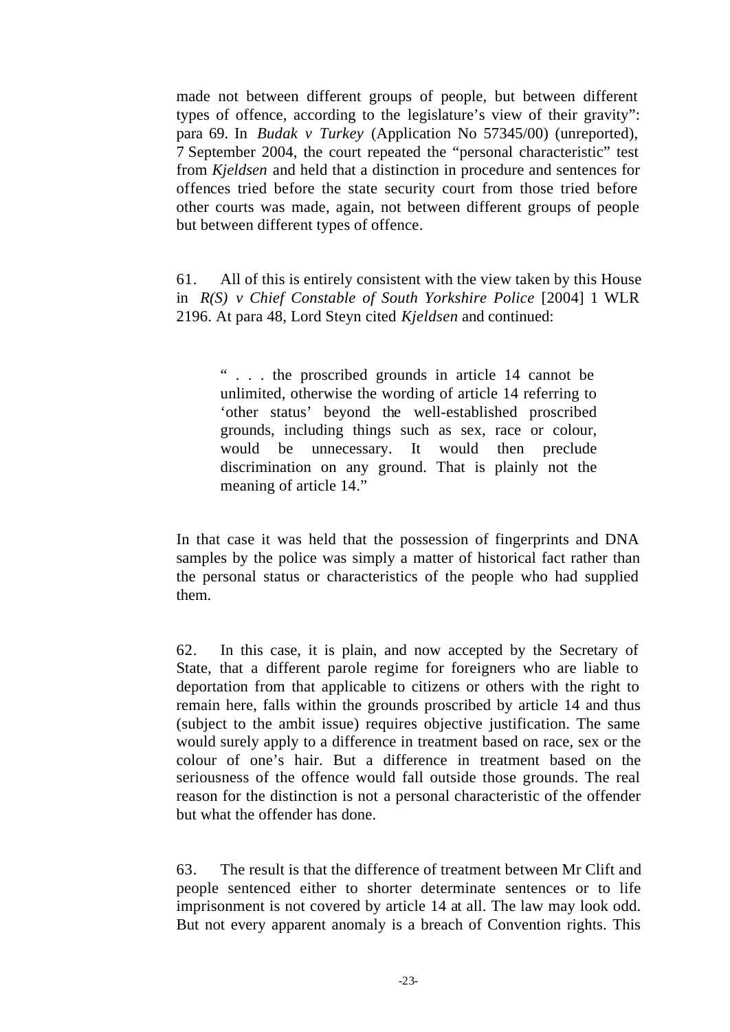made not between different groups of people, but between different types of offence, according to the legislature's view of their gravity": para 69. In *Budak v Turkey* (Application No 57345/00) (unreported), 7 September 2004, the court repeated the "personal characteristic" test from *Kjeldsen* and held that a distinction in procedure and sentences for offences tried before the state security court from those tried before other courts was made, again, not between different groups of people but between different types of offence.

61. All of this is entirely consistent with the view taken by this House in *R(S) v Chief Constable of South Yorkshire Police* [2004] 1 WLR 2196. At para 48, Lord Steyn cited *Kjeldsen* and continued:

> " . . . the proscribed grounds in article 14 cannot be unlimited, otherwise the wording of article 14 referring to 'other status' beyond the well-established proscribed grounds, including things such as sex, race or colour, would be unnecessary. It would then preclude discrimination on any ground. That is plainly not the meaning of article 14."

In that case it was held that the possession of fingerprints and DNA samples by the police was simply a matter of historical fact rather than the personal status or characteristics of the people who had supplied them.

62. In this case, it is plain, and now accepted by the Secretary of State, that a different parole regime for foreigners who are liable to deportation from that applicable to citizens or others with the right to remain here, falls within the grounds proscribed by article 14 and thus (subject to the ambit issue) requires objective justification. The same would surely apply to a difference in treatment based on race, sex or the colour of one's hair. But a difference in treatment based on the seriousness of the offence would fall outside those grounds. The real reason for the distinction is not a personal characteristic of the offender but what the offender has done.

63. The result is that the difference of treatment between Mr Clift and people sentenced either to shorter determinate sentences or to life imprisonment is not covered by article 14 at all. The law may look odd. But not every apparent anomaly is a breach of Convention rights. This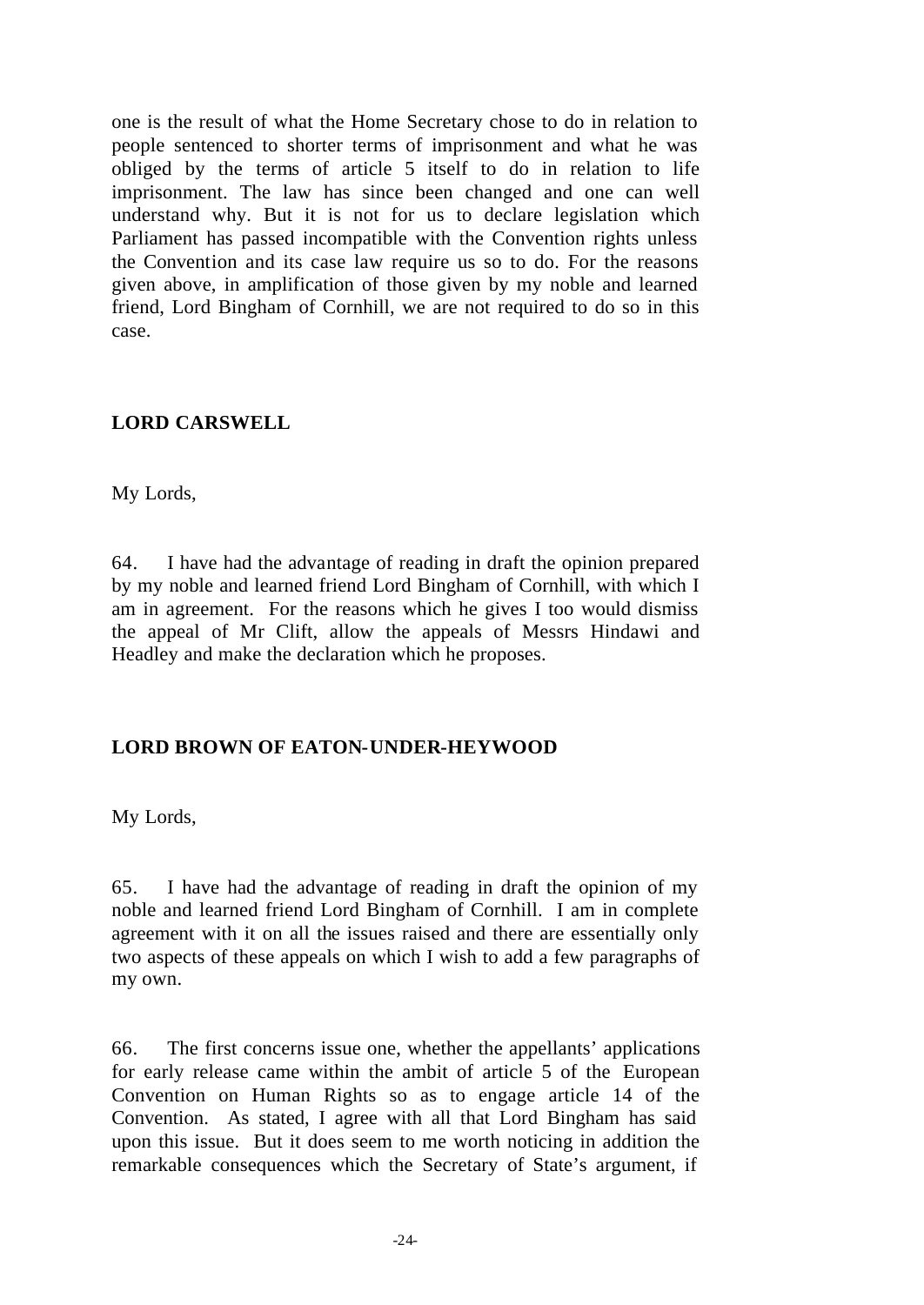one is the result of what the Home Secretary chose to do in relation to people sentenced to shorter terms of imprisonment and what he was obliged by the terms of article 5 itself to do in relation to life imprisonment. The law has since been changed and one can well understand why. But it is not for us to declare legislation which Parliament has passed incompatible with the Convention rights unless the Convention and its case law require us so to do. For the reasons given above, in amplification of those given by my noble and learned friend, Lord Bingham of Cornhill, we are not required to do so in this case.

**LORD CARSWELL**

My Lords,

64. I have had the advantage of reading in draft the opinion prepared by my noble and learned friend Lord Bingham of Cornhill, with which I am in agreement. For the reasons which he gives I too would dismiss the appeal of Mr Clift, allow the appeals of Messrs Hindawi and Headley and make the declaration which he proposes.

**LORD BROWN OF EATON-UNDER-HEYWOOD**

My Lords,

65. I have had the advantage of reading in draft the opinion of my noble and learned friend Lord Bingham of Cornhill. I am in complete agreement with it on all the issues raised and there are essentially only two aspects of these appeals on which I wish to add a few paragraphs of my own.

66. The first concerns issue one, whether the appellants' applications for early release came within the ambit of article 5 of the European Convention on Human Rights so as to engage article 14 of the Convention. As stated, I agree with all that Lord Bingham has said upon this issue. But it does seem to me worth noticing in addition the remarkable consequences which the Secretary of State's argument, if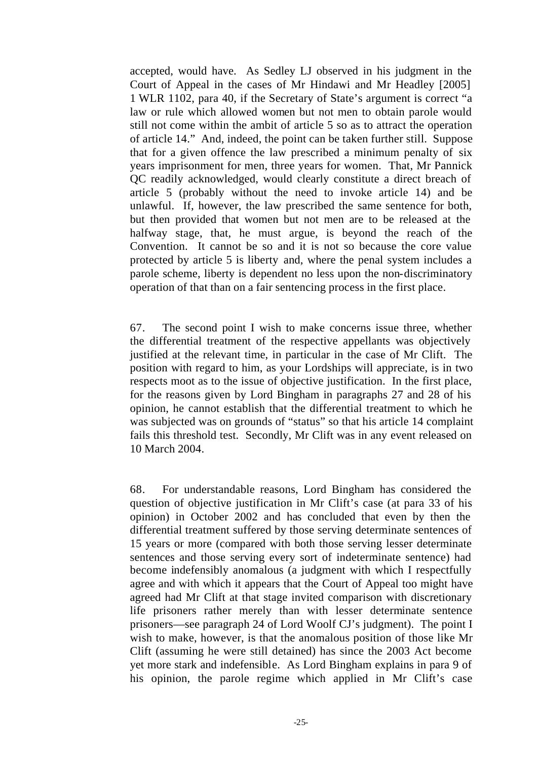accepted, would have. As Sedley LJ observed in his judgment in the Court of Appeal in the cases of Mr Hindawi and Mr Headley [2005] 1 WLR 1102, para 40, if the Secretary of State's argument is correct "a law or rule which allowed women but not men to obtain parole would still not come within the ambit of article 5 so as to attract the operation of article 14." And, indeed, the point can be taken further still. Suppose that for a given offence the law prescribed a minimum penalty of six years imprisonment for men, three years for women. That, Mr Pannick QC readily acknowledged, would clearly constitute a direct breach of article 5 (probably without the need to invoke article 14) and be unlawful. If, however, the law prescribed the same sentence for both, but then provided that women but not men are to be released at the halfway stage, that, he must argue, is beyond the reach of the Convention. It cannot be so and it is not so because the core value protected by article 5 is liberty and, where the penal system includes a parole scheme, liberty is dependent no less upon the non-discriminatory operation of that than on a fair sentencing process in the first place.

67. The second point I wish to make concerns issue three, whether the differential treatment of the respective appellants was objectively justified at the relevant time, in particular in the case of Mr Clift. The position with regard to him, as your Lordships will appreciate, is in two respects moot as to the issue of objective justification. In the first place, for the reasons given by Lord Bingham in paragraphs 27 and 28 of his opinion, he cannot establish that the differential treatment to which he was subjected was on grounds of "status" so that his article 14 complaint fails this threshold test. Secondly, Mr Clift was in any event released on 10 March 2004.

68. For understandable reasons, Lord Bingham has considered the question of objective justification in Mr Clift's case (at para 33 of his opinion) in October 2002 and has concluded that even by then the differential treatment suffered by those serving determinate sentences of 15 years or more (compared with both those serving lesser determinate sentences and those serving every sort of indeterminate sentence) had become indefensibly anomalous (a judgment with which I respectfully agree and with which it appears that the Court of Appeal too might have agreed had Mr Clift at that stage invited comparison with discretionary life prisoners rather merely than with lesser determinate sentence prisoners—see paragraph 24 of Lord Woolf CJ's judgment). The point I wish to make, however, is that the anomalous position of those like Mr Clift (assuming he were still detained) has since the 2003 Act become yet more stark and indefensible. As Lord Bingham explains in para 9 of his opinion, the parole regime which applied in Mr Clift's case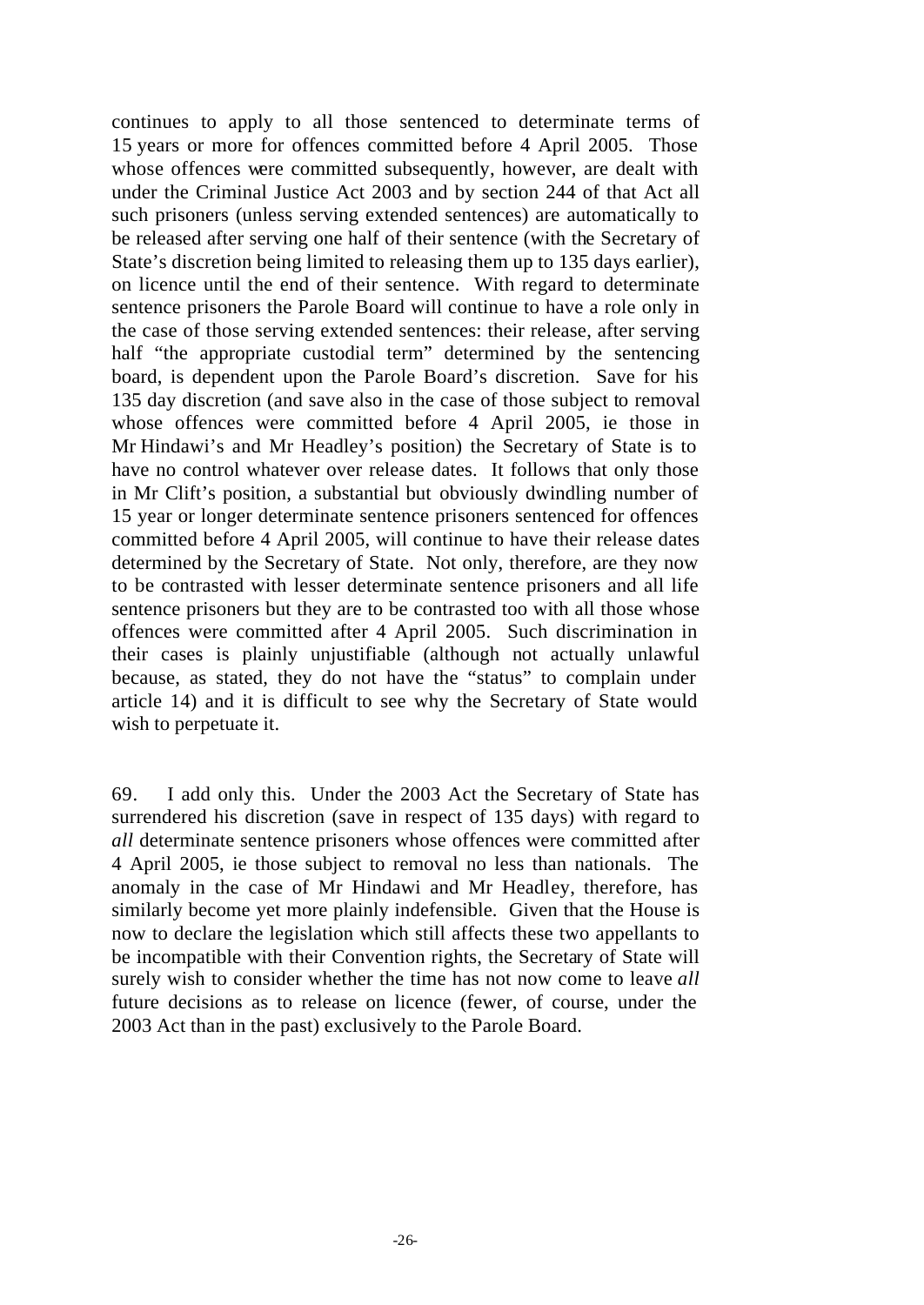continues to apply to all those sentenced to determinate terms of 15 years or more for offences committed before 4 April 2005. Those whose offences were committed subsequently, however, are dealt with under the Criminal Justice Act 2003 and by section 244 of that Act all such prisoners (unless serving extended sentences) are automatically to be released after serving one half of their sentence (with the Secretary of State's discretion being limited to releasing them up to 135 days earlier), on licence until the end of their sentence. With regard to determinate sentence prisoners the Parole Board will continue to have a role only in the case of those serving extended sentences: their release, after serving half "the appropriate custodial term" determined by the sentencing board, is dependent upon the Parole Board's discretion. Save for his 135 day discretion (and save also in the case of those subject to removal whose offences were committed before 4 April 2005, ie those in Mr Hindawi's and Mr Headley's position) the Secretary of State is to have no control whatever over release dates. It follows that only those in Mr Clift's position, a substantial but obviously dwindling number of 15 year or longer determinate sentence prisoners sentenced for offences committed before 4 April 2005, will continue to have their release dates determined by the Secretary of State. Not only, therefore, are they now to be contrasted with lesser determinate sentence prisoners and all life sentence prisoners but they are to be contrasted too with all those whose offences were committed after 4 April 2005. Such discrimination in their cases is plainly unjustifiable (although not actually unlawful because, as stated, they do not have the "status" to complain under article 14) and it is difficult to see why the Secretary of State would wish to perpetuate it.

69. I add only this. Under the 2003 Act the Secretary of State has surrendered his discretion (save in respect of 135 days) with regard to *all* determinate sentence prisoners whose offences were committed after 4 April 2005, ie those subject to removal no less than nationals. The anomaly in the case of Mr Hindawi and Mr Headley, therefore, has similarly become yet more plainly indefensible. Given that the House is now to declare the legislation which still affects these two appellants to be incompatible with their Convention rights, the Secretary of State will surely wish to consider whether the time has not now come to leave *all* future decisions as to release on licence (fewer, of course, under the 2003 Act than in the past) exclusively to the Parole Board.